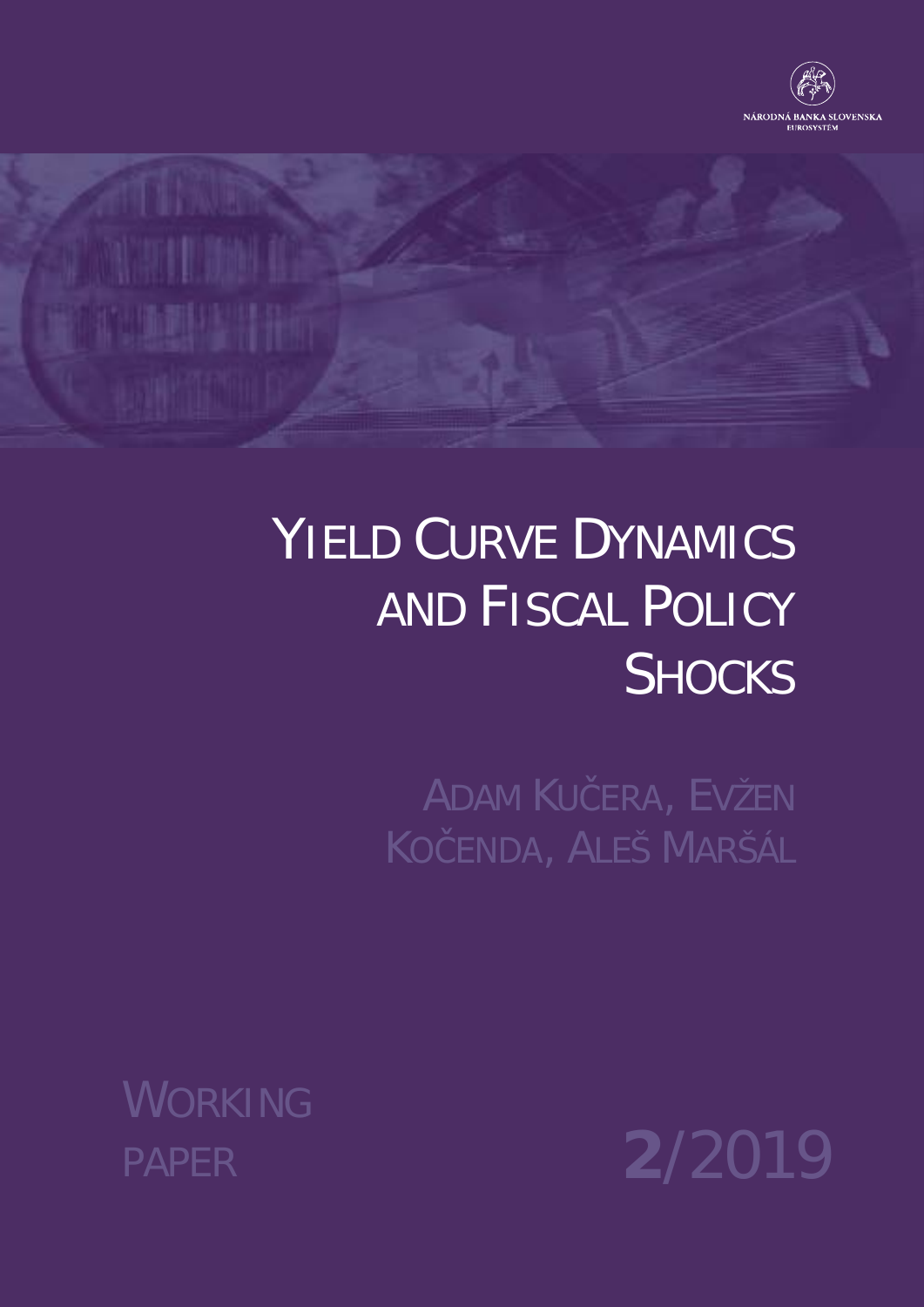NÁRODNÁ BANKA SLOVENSKA

EUROSYSTÉM

# YIELD CURVE DYNAMICS AND FISCAL POLICY SHOCKS

ADAM KUČERA, EVŽEN KOČENDA, ALEŠ MARŠÁL

WORKING PAPER

**2**/2019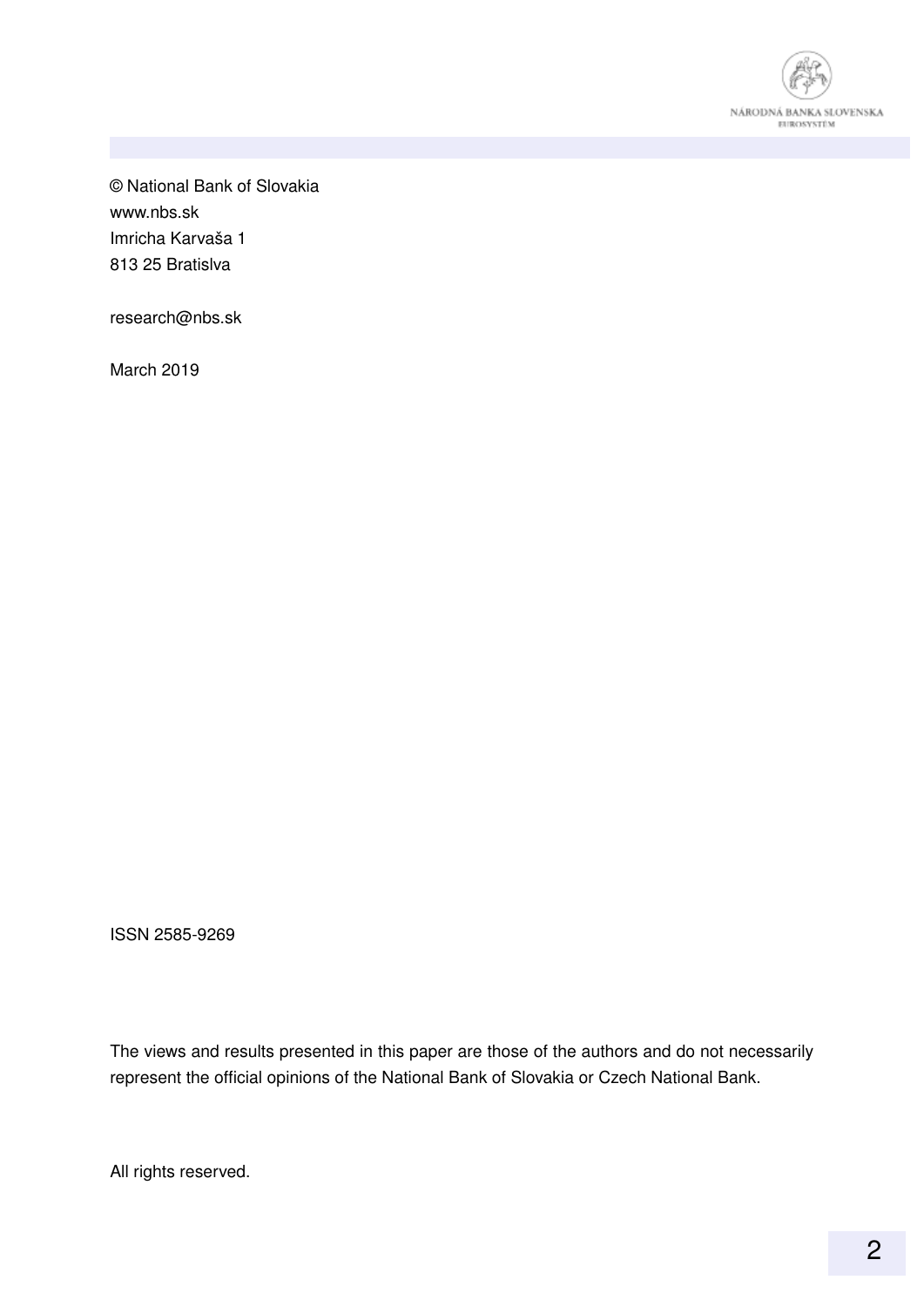© National Bank of Slovakia
www.nbs.sk
Imricha Karvaša 1
813 25 Bratislva

research@nbs.sk

March 2019

ISSN 2585-9269

The views and results presented in this paper are those of the authors and do not necessarily represent the official opinions of the National Bank of Slovakia or Czech National Bank.

All rights reserved.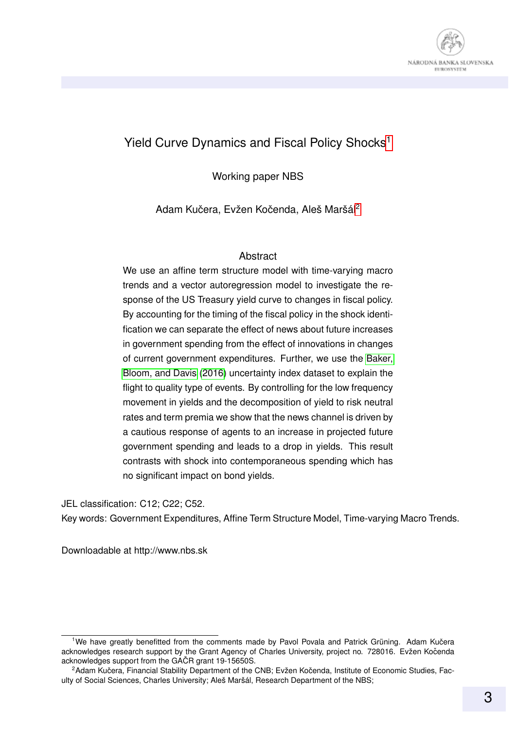# Yield Curve Dynamics and Fiscal Policy Shocks[1]

Working paper NBS

Adam Kučera, Evžen Kočenda, Aleš Maršál[2]

## Abstract

We use an affine term structure model with time-varying macro trends and a vector autoregression model to investigate the response of the US Treasury yield curve to changes in fiscal policy. By accounting for the timing of the fiscal policy in the shock identification we can separate the effect of news about future increases in government spending from the effect of innovations in changes of current government expenditures. Further, we use the Baker, Bloom, and Davis (2016) uncertainty index dataset to explain the flight to quality type of events. By controlling for the low frequency movement in yields and the decomposition of yield to risk neutral rates and term premia we show that the news channel is driven by a cautious response of agents to an increase in projected future government spending and leads to a drop in yields. This result contrasts with shock into contemporaneous spending which has no significant impact on bond yields.

JEL classification: C12; C22; C52.

Key words: Government Expenditures, Affine Term Structure Model, Time-varying Macro Trends.

Downloadable at http://www.nbs.sk

---

[1] We have greatly benefitted from the comments made by Pavol Povala and Patrick Grüning. Adam Kučera acknowledges research support by the Grant Agency of Charles University, project no. 728016. Evžen Kočenda acknowledges support from the GAČR grant 19-15650S.

[2] Adam Kučera, Financial Stability Department of the CNB; Evžen Kočenda, Institute of Economic Studies, Faculty of Social Sciences, Charles University; Aleš Maršál, Research Department of the NBS;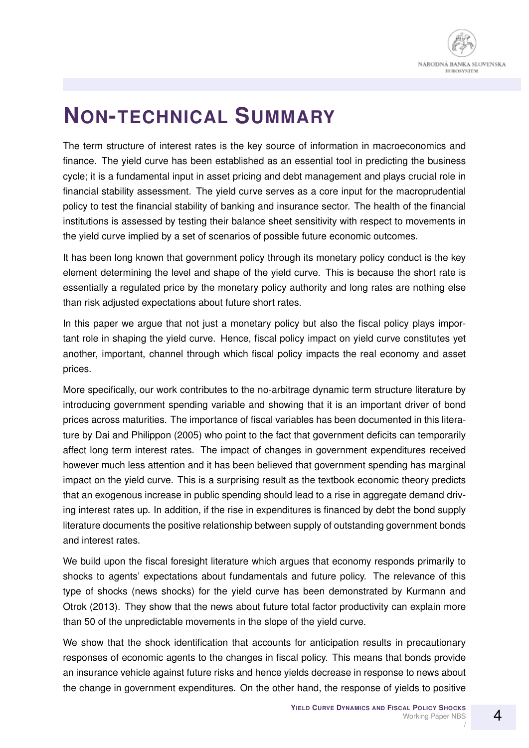# NON-TECHNICAL SUMMARY

The term structure of interest rates is the key source of information in macroeconomics and finance. The yield curve has been established as an essential tool in predicting the business cycle; it is a fundamental input in asset pricing and debt management and plays crucial role in financial stability assessment. The yield curve serves as a core input for the macroprudential policy to test the financial stability of banking and insurance sector. The health of the financial institutions is assessed by testing their balance sheet sensitivity with respect to movements in the yield curve implied by a set of scenarios of possible future economic outcomes.

It has been long known that government policy through its monetary policy conduct is the key element determining the level and shape of the yield curve. This is because the short rate is essentially a regulated price by the monetary policy authority and long rates are nothing else than risk adjusted expectations about future short rates.

In this paper we argue that not just a monetary policy but also the fiscal policy plays important role in shaping the yield curve. Hence, fiscal policy impact on yield curve constitutes yet another, important, channel through which fiscal policy impacts the real economy and asset prices.

More specifically, our work contributes to the no-arbitrage dynamic term structure literature by introducing government spending variable and showing that it is an important driver of bond prices across maturities. The importance of fiscal variables has been documented in this literature by Dai and Philippon (2005) who point to the fact that government deficits can temporarily affect long term interest rates. The impact of changes in government expenditures received however much less attention and it has been believed that government spending has marginal impact on the yield curve. This is a surprising result as the textbook economic theory predicts that an exogenous increase in public spending should lead to a rise in aggregate demand driving interest rates up. In addition, if the rise in expenditures is financed by debt the bond supply literature documents the positive relationship between supply of outstanding government bonds and interest rates.

We build upon the fiscal foresight literature which argues that economy responds primarily to shocks to agents' expectations about fundamentals and future policy. The relevance of this type of shocks (news shocks) for the yield curve has been demonstrated by Kurmann and Otrok (2013). They show that the news about future total factor productivity can explain more than 50 of the unpredictable movements in the slope of the yield curve.

We show that the shock identification that accounts for anticipation results in precautionary responses of economic agents to the changes in fiscal policy. This means that bonds provide an insurance vehicle against future risks and hence yields decrease in response to news about the change in government expenditures. On the other hand, the response of yields to positive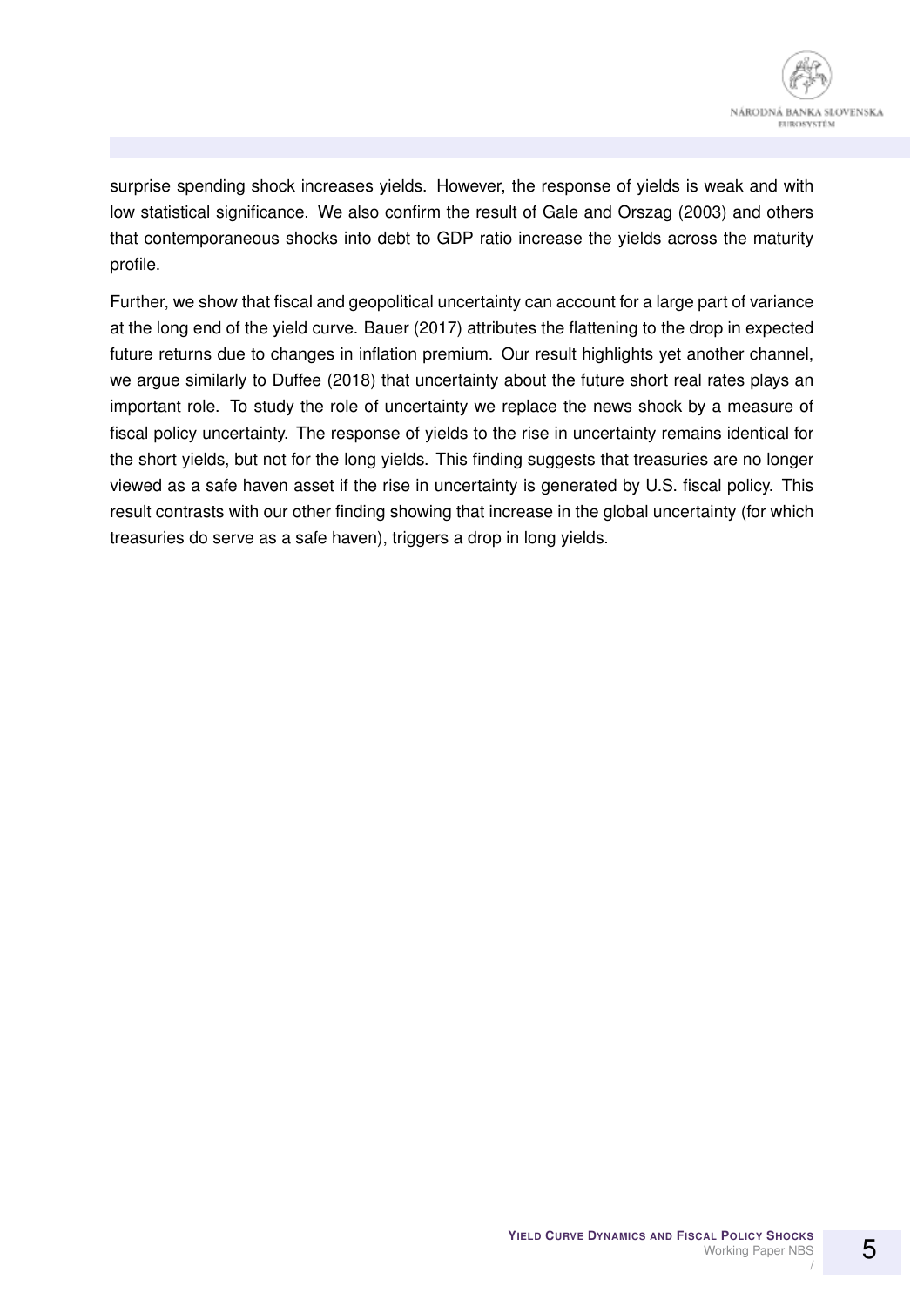surprise spending shock increases yields. However, the response of yields is weak and with low statistical significance. We also confirm the result of Gale and Orszag (2003) and others that contemporaneous shocks into debt to GDP ratio increase the yields across the maturity profile.

Further, we show that fiscal and geopolitical uncertainty can account for a large part of variance at the long end of the yield curve. Bauer (2017) attributes the flattening to the drop in expected future returns due to changes in inflation premium. Our result highlights yet another channel, we argue similarly to Duffee (2018) that uncertainty about the future short real rates plays an important role. To study the role of uncertainty we replace the news shock by a measure of fiscal policy uncertainty. The response of yields to the rise in uncertainty remains identical for the short yields, but not for the long yields. This finding suggests that treasuries are no longer viewed as a safe haven asset if the rise in uncertainty is generated by U.S. fiscal policy. This result contrasts with our other finding showing that increase in the global uncertainty (for which treasuries do serve as a safe haven), triggers a drop in long yields.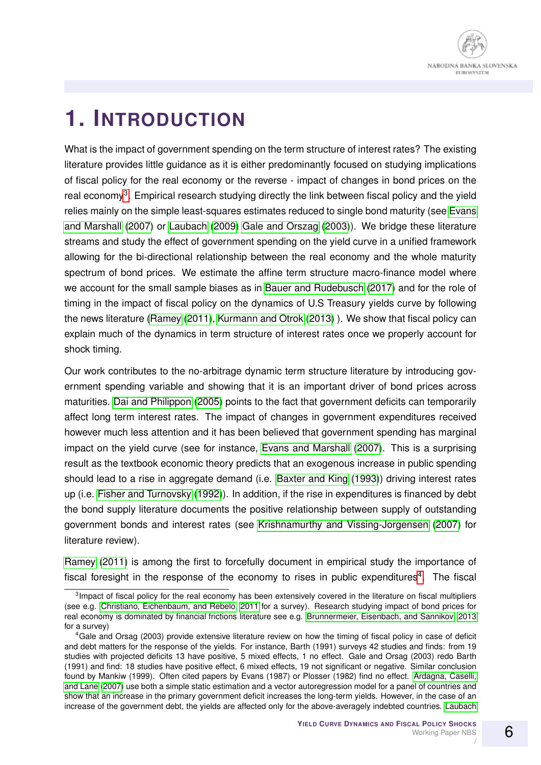# 1. INTRODUCTION

What is the impact of government spending on the term structure of interest rates? The existing literature provides little guidance as it is either predominantly focused on studying implications of fiscal policy for the real economy or the reverse - impact of changes in bond prices on the real economy[3]. Empirical research studying directly the link between fiscal policy and the yield relies mainly on the simple least-squares estimates reduced to single bond maturity (see Evans and Marshall (2007) or Laubach (2009) Gale and Orszag (2003)). We bridge these literature streams and study the effect of government spending on the yield curve in a unified framework allowing for the bi-directional relationship between the real economy and the whole maturity spectrum of bond prices. We estimate the affine term structure macro-finance model where we account for the small sample biases as in Bauer and Rudebusch (2017) and for the role of timing in the impact of fiscal policy on the dynamics of U.S Treasury yields curve by following the news literature (Ramey (2011), Kurmann and Otrok (2013) ). We show that fiscal policy can explain much of the dynamics in term structure of interest rates once we properly account for shock timing.

Our work contributes to the no-arbitrage dynamic term structure literature by introducing government spending variable and showing that it is an important driver of bond prices across maturities. Dai and Philippon (2005) points to the fact that government deficits can temporarily affect long term interest rates. The impact of changes in government expenditures received however much less attention and it has been believed that government spending has marginal impact on the yield curve (see for instance, Evans and Marshall (2007). This is a surprising result as the textbook economic theory predicts that an exogenous increase in public spending should lead to a rise in aggregate demand (i.e. Baxter and King (1993)) driving interest rates up (i.e. Fisher and Turnovsky (1992)). In addition, if the rise in expenditures is financed by debt the bond supply literature documents the positive relationship between supply of outstanding government bonds and interest rates (see Krishnamurthy and Vissing-Jorgensen (2007) for literature review).

Ramey (2011) is among the first to forcefully document in empirical study the importance of fiscal foresight in the response of the economy to rises in public expenditures[4]. The fiscal

[3] Impact of fiscal policy for the real economy has been extensively covered in the literature on fiscal multipliers (see e.g. Christiano, Eichenbaum, and Rebelo 2011 for a survey). Research studying impact of bond prices for real economy is dominated by financial frictions literature see e.g. Brunnermeier, Eisenbach, and Sannikov 2013 for a survey)

[4] Gale and Orsag (2003) provide extensive literature review on how the timing of fiscal policy in case of deficit and debt matters for the response of the yields. For instance, Barth (1991) surveys 42 studies and finds: from 19 studies with projected deficits 13 have positive, 5 mixed effects, 1 no effect. Gale and Orsag (2003) redo Barth (1991) and find: 18 studies have positive effect, 6 mixed effects, 19 not significant or negative. Similar conclusion found by Mankiw (1999). Often cited papers by Evans (1987) or Plosser (1982) find no effect. Ardagna, Caselli, and Lane (2007) use both a simple static estimation and a vector autoregression model for a panel of countries and show that an increase in the primary government deficit increases the long-term yields. However, in the case of an increase of the government debt, the yields are affected only for the above-averagely indebted countries. Laubach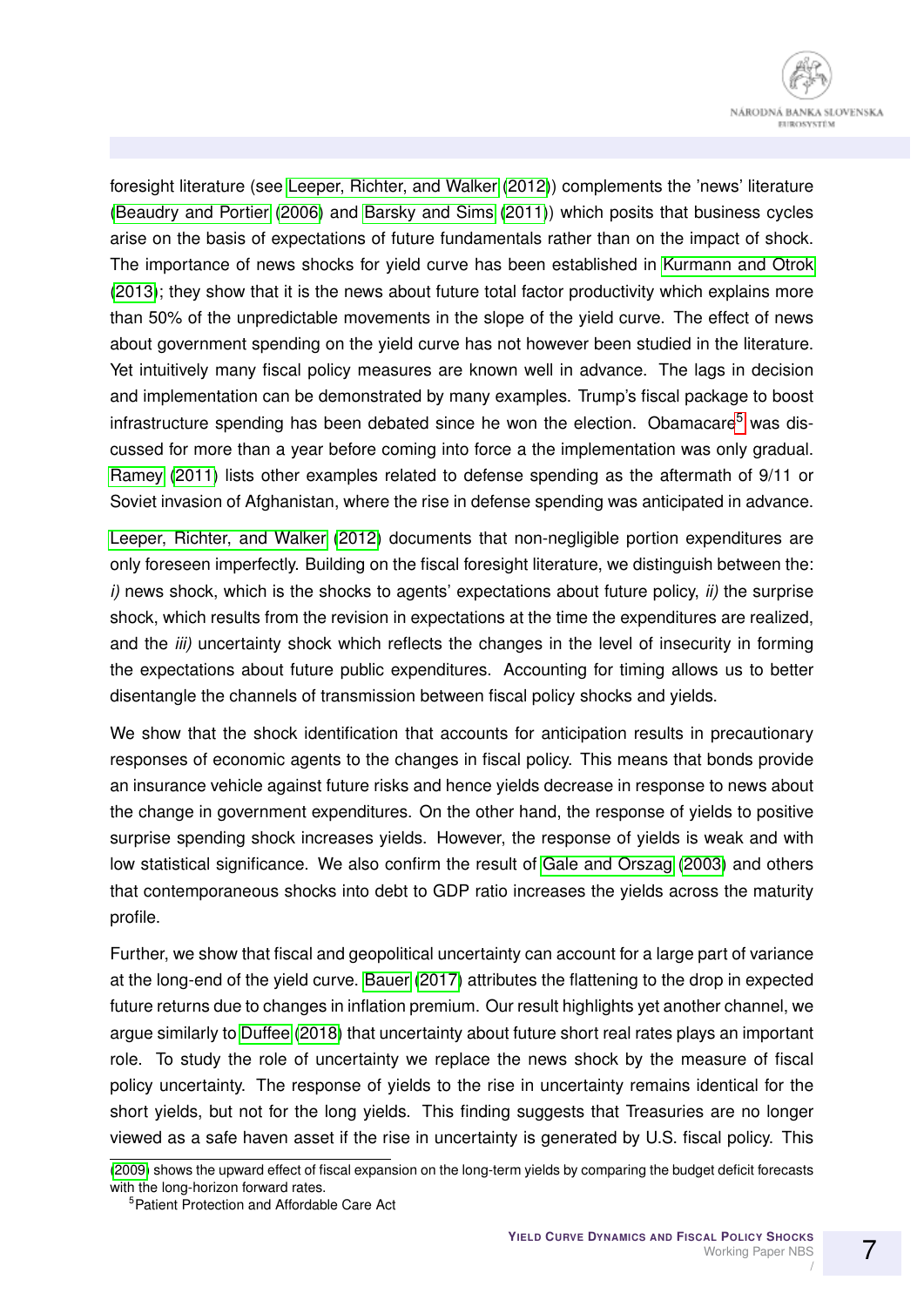foresight literature (see Leeper, Richter, and Walker (2012)) complements the 'news' literature (Beaudry and Portier (2006) and Barsky and Sims (2011)) which posits that business cycles arise on the basis of expectations of future fundamentals rather than on the impact of shock. The importance of news shocks for yield curve has been established in Kurmann and Otrok (2013); they show that it is the news about future total factor productivity which explains more than 50% of the unpredictable movements in the slope of the yield curve. The effect of news about government spending on the yield curve has not however been studied in the literature. Yet intuitively many fiscal policy measures are known well in advance. The lags in decision and implementation can be demonstrated by many examples. Trump's fiscal package to boost infrastructure spending has been debated since he won the election. Obamacare[5] was discussed for more than a year before coming into force a the implementation was only gradual. Ramey (2011) lists other examples related to defense spending as the aftermath of 9/11 or Soviet invasion of Afghanistan, where the rise in defense spending was anticipated in advance.

Leeper, Richter, and Walker (2012) documents that non-negligible portion expenditures are only foreseen imperfectly. Building on the fiscal foresight literature, we distinguish between the: *i)* news shock, which is the shocks to agents' expectations about future policy, *ii)* the surprise shock, which results from the revision in expectations at the time the expenditures are realized, and the *iii)* uncertainty shock which reflects the changes in the level of insecurity in forming the expectations about future public expenditures. Accounting for timing allows us to better disentangle the channels of transmission between fiscal policy shocks and yields.

We show that the shock identification that accounts for anticipation results in precautionary responses of economic agents to the changes in fiscal policy. This means that bonds provide an insurance vehicle against future risks and hence yields decrease in response to news about the change in government expenditures. On the other hand, the response of yields to positive surprise spending shock increases yields. However, the response of yields is weak and with low statistical significance. We also confirm the result of Gale and Orszag (2003) and others that contemporaneous shocks into debt to GDP ratio increases the yields across the maturity profile.

Further, we show that fiscal and geopolitical uncertainty can account for a large part of variance at the long-end of the yield curve. Bauer (2017) attributes the flattening to the drop in expected future returns due to changes in inflation premium. Our result highlights yet another channel, we argue similarly to Duffee (2018) that uncertainty about future short real rates plays an important role. To study the role of uncertainty we replace the news shock by the measure of fiscal policy uncertainty. The response of yields to the rise in uncertainty remains identical for the short yields, but not for the long yields. This finding suggests that Treasuries are no longer viewed as a safe haven asset if the rise in uncertainty is generated by U.S. fiscal policy. This

---

(2009) shows the upward effect of fiscal expansion on the long-term yields by comparing the budget deficit forecasts with the long-horizon forward rates.

[5] Patient Protection and Affordable Care Act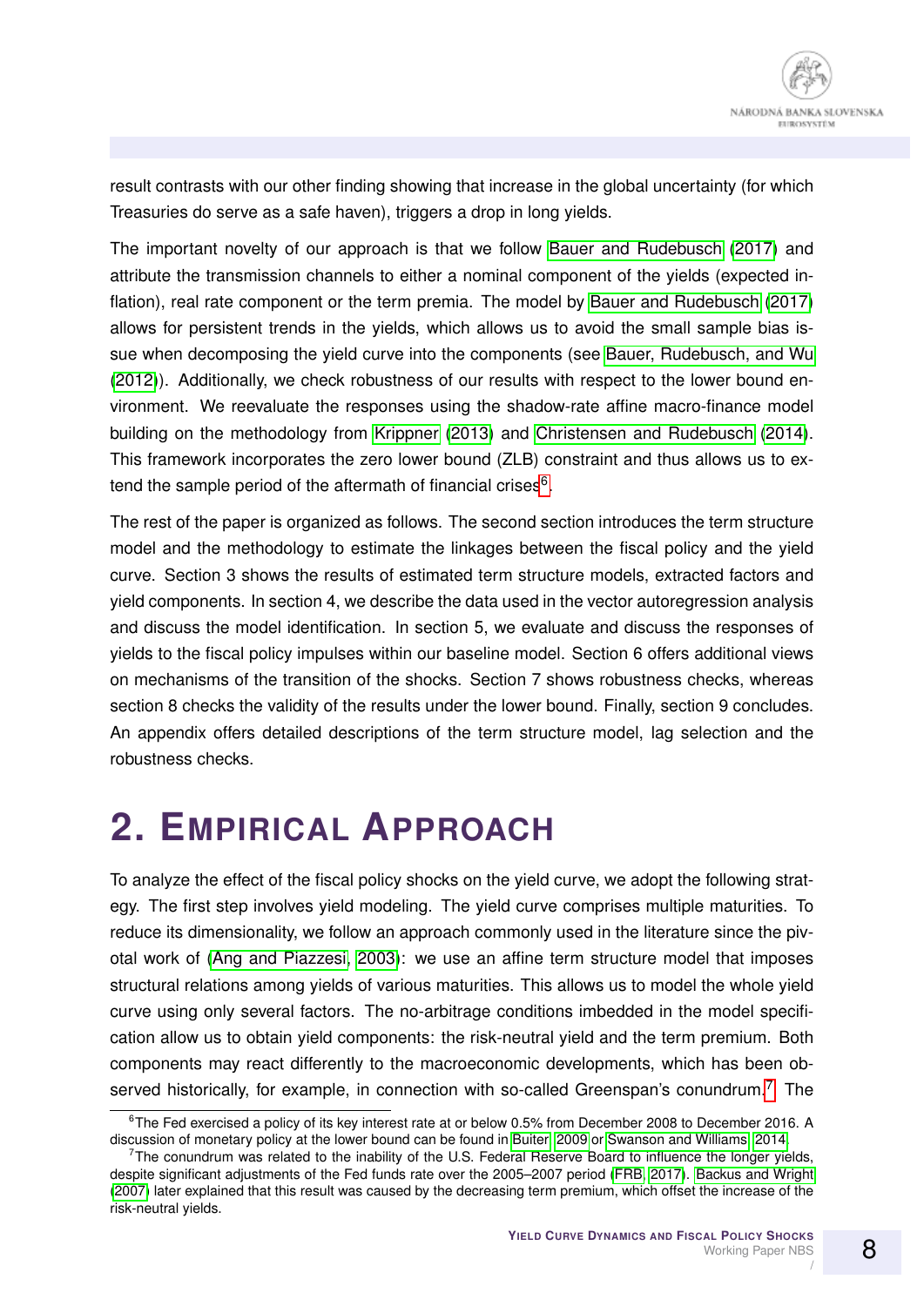result contrasts with our other finding showing that increase in the global uncertainty (for which Treasuries do serve as a safe haven), triggers a drop in long yields.

The important novelty of our approach is that we follow Bauer and Rudebusch (2017) and attribute the transmission channels to either a nominal component of the yields (expected inflation), real rate component or the term premia. The model by Bauer and Rudebusch (2017) allows for persistent trends in the yields, which allows us to avoid the small sample bias issue when decomposing the yield curve into the components (see Bauer, Rudebusch, and Wu (2012)). Additionally, we check robustness of our results with respect to the lower bound environment. We reevaluate the responses using the shadow-rate affine macro-finance model building on the methodology from Krippner (2013) and Christensen and Rudebusch (2014). This framework incorporates the zero lower bound (ZLB) constraint and thus allows us to extend the sample period of the aftermath of financial crises[6].

The rest of the paper is organized as follows. The second section introduces the term structure model and the methodology to estimate the linkages between the fiscal policy and the yield curve. Section 3 shows the results of estimated term structure models, extracted factors and yield components. In section 4, we describe the data used in the vector autoregression analysis and discuss the model identification. In section 5, we evaluate and discuss the responses of yields to the fiscal policy impulses within our baseline model. Section 6 offers additional views on mechanisms of the transition of the shocks. Section 7 shows robustness checks, whereas section 8 checks the validity of the results under the lower bound. Finally, section 9 concludes. An appendix offers detailed descriptions of the term structure model, lag selection and the robustness checks.

# 2. Empirical Approach

To analyze the effect of the fiscal policy shocks on the yield curve, we adopt the following strategy. The first step involves yield modeling. The yield curve comprises multiple maturities. To reduce its dimensionality, we follow an approach commonly used in the literature since the pivotal work of (Ang and Piazzesi, 2003): we use an affine term structure model that imposes structural relations among yields of various maturities. This allows us to model the whole yield curve using only several factors. The no-arbitrage conditions imbedded in the model specification allow us to obtain yield components: the risk-neutral yield and the term premium. Both components may react differently to the macroeconomic developments, which has been observed historically, for example, in connection with so-called Greenspan's conundrum.[7] The

---

[6] The Fed exercised a policy of its key interest rate at or below 0.5% from December 2008 to December 2016. A discussion of monetary policy at the lower bound can be found in Buiter, 2009 or Swanson and Williams, 2014.

[7] The conundrum was related to the inability of the U.S. Federal Reserve Board to influence the longer yields, despite significant adjustments of the Fed funds rate over the 2005–2007 period (FRB, 2017). Backus and Wright (2007) later explained that this result was caused by the decreasing term premium, which offset the increase of the risk-neutral yields.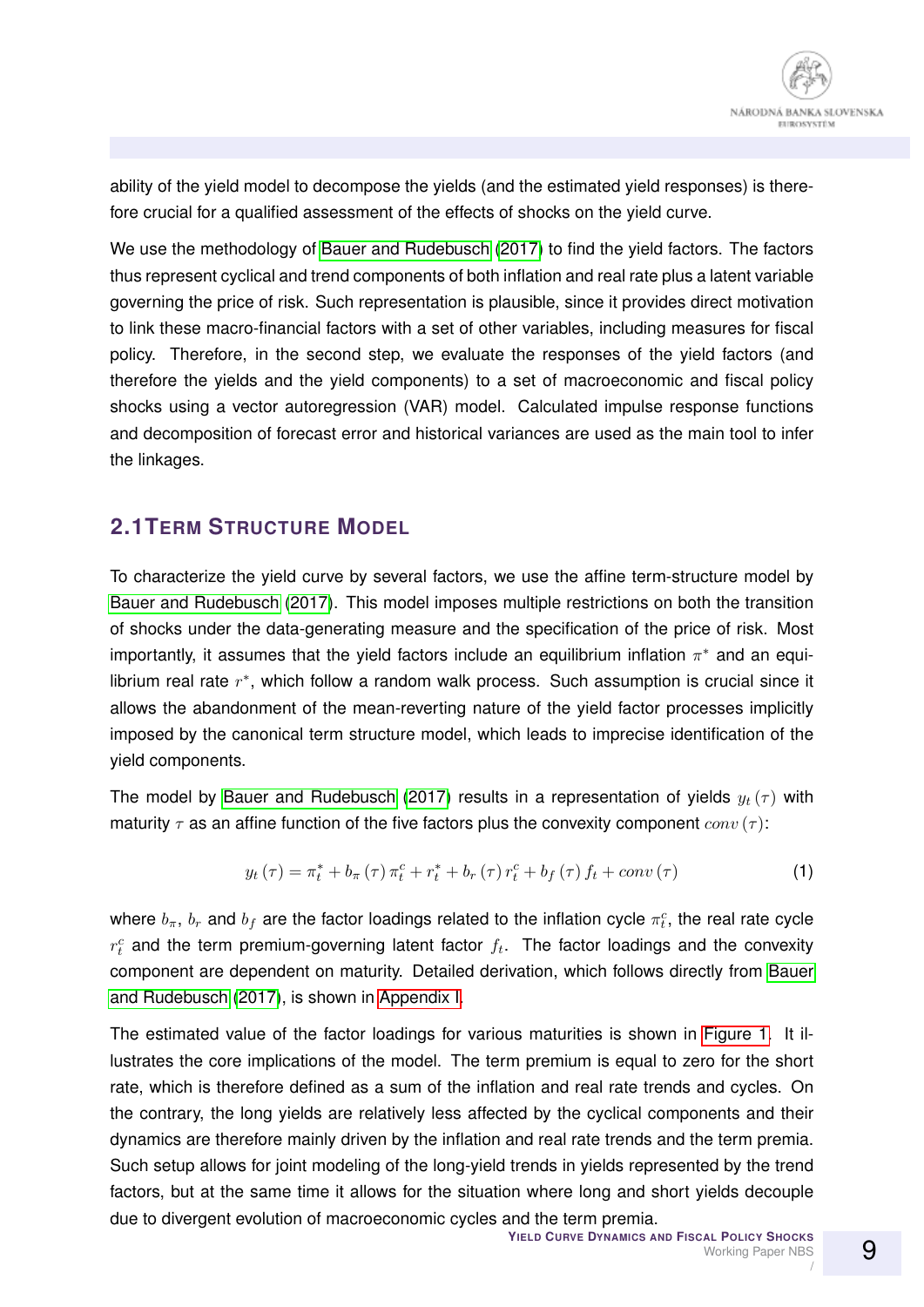ability of the yield model to decompose the yields (and the estimated yield responses) is therefore crucial for a qualified assessment of the effects of shocks on the yield curve.

We use the methodology of Bauer and Rudebusch (2017) to find the yield factors. The factors thus represent cyclical and trend components of both inflation and real rate plus a latent variable governing the price of risk. Such representation is plausible, since it provides direct motivation to link these macro-financial factors with a set of other variables, including measures for fiscal policy. Therefore, in the second step, we evaluate the responses of the yield factors (and therefore the yields and the yield components) to a set of macroeconomic and fiscal policy shocks using a vector autoregression (VAR) model. Calculated impulse response functions and decomposition of forecast error and historical variances are used as the main tool to infer the linkages.

## 2.1 TERM STRUCTURE MODEL

To characterize the yield curve by several factors, we use the affine term-structure model by Bauer and Rudebusch (2017). This model imposes multiple restrictions on both the transition of shocks under the data-generating measure and the specification of the price of risk. Most importantly, it assumes that the yield factors include an equilibrium inflation $\pi^*$ and an equilibrium real rate $r^*$, which follow a random walk process. Such assumption is crucial since it allows the abandonment of the mean-reverting nature of the yield factor processes implicitly imposed by the canonical term structure model, which leads to imprecise identification of the yield components.

The model by Bauer and Rudebusch (2017) results in a representation of yields $y_t(\tau)$ with maturity $\tau$ as an affine function of the five factors plus the convexity component $conv(\tau)$:

$$y_t(\tau) = \pi_t^* + b_\pi(\tau)\,\pi_t^c + r_t^* + b_r(\tau)\,r_t^c + b_f(\tau)\,f_t + conv(\tau) \tag{1}$$

where $b_\pi$, $b_r$ and $b_f$ are the factor loadings related to the inflation cycle $\pi_t^c$, the real rate cycle $r_t^c$ and the term premium-governing latent factor $f_t$. The factor loadings and the convexity component are dependent on maturity. Detailed derivation, which follows directly from Bauer and Rudebusch (2017), is shown in Appendix I.

The estimated value of the factor loadings for various maturities is shown in Figure 1. It illustrates the core implications of the model. The term premium is equal to zero for the short rate, which is therefore defined as a sum of the inflation and real rate trends and cycles. On the contrary, the long yields are relatively less affected by the cyclical components and their dynamics are therefore mainly driven by the inflation and real rate trends and the term premia. Such setup allows for joint modeling of the long-yield trends in yields represented by the trend factors, but at the same time it allows for the situation where long and short yields decouple due to divergent evolution of macroeconomic cycles and the term premia.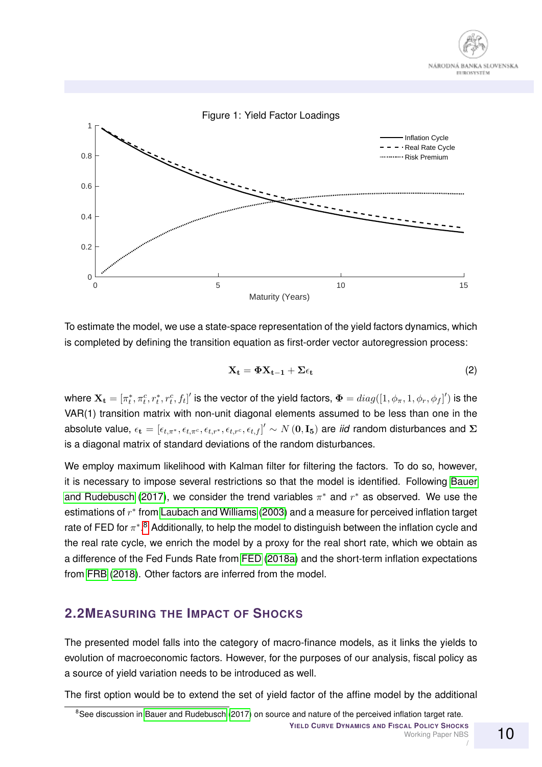Figure 1: Yield Factor Loadings

1
0.8
0.6
0.4
0.2
0
0
5
10
15
Maturity (Years)
Inflation Cycle
Real Rate Cycle
Risk Premium

To estimate the model, we use a state-space representation of the yield factors dynamics, which is completed by defining the transition equation as first-order vector autoregression process:

$$\mathbf{X_t} = \mathbf{\Phi X_{t-1}} + \mathbf{\Sigma}\epsilon_\mathbf{t} \tag{2}$$

where $\mathbf{X_t} = [\pi^*_t, \pi^c_t, r^*_t, r^c_t, f_t]'$ is the vector of the yield factors, $\mathbf{\Phi} = diag([1, \phi_\pi, 1, \phi_r, \phi_f]')$ is the VAR(1) transition matrix with non-unit diagonal elements assumed to be less than one in the absolute value, $\epsilon_\mathbf{t} = [\epsilon_{t,\pi^*}, \epsilon_{t,\pi^c}, \epsilon_{t,r^*}, \epsilon_{t,r^c}, \epsilon_{t,f}]' \sim N(\mathbf{0}, \mathbf{I_5})$ are *iid* random disturbances and $\mathbf{\Sigma}$ is a diagonal matrix of standard deviations of the random disturbances.

We employ maximum likelihood with Kalman filter for filtering the factors. To do so, however, it is necessary to impose several restrictions so that the model is identified. Following Bauer and Rudebusch (2017), we consider the trend variables $\pi^*$ and $r^*$ as observed. We use the estimations of $r^*$ from Laubach and Williams (2003) and a measure for perceived inflation target rate of FED for $\pi^*$.[8] Additionally, to help the model to distinguish between the inflation cycle and the real rate cycle, we enrich the model by a proxy for the real short rate, which we obtain as a difference of the Fed Funds Rate from FED (2018a) and the short-term inflation expectations from FRB (2018). Other factors are inferred from the model.

## 2.2 Measuring the Impact of Shocks

The presented model falls into the category of macro-finance models, as it links the yields to evolution of macroeconomic factors. However, for the purposes of our analysis, fiscal policy as a source of yield variation needs to be introduced as well.

The first option would be to extend the set of yield factor of the affine model by the additional

[8] See discussion in Bauer and Rudebusch (2017) on source and nature of the perceived inflation target rate.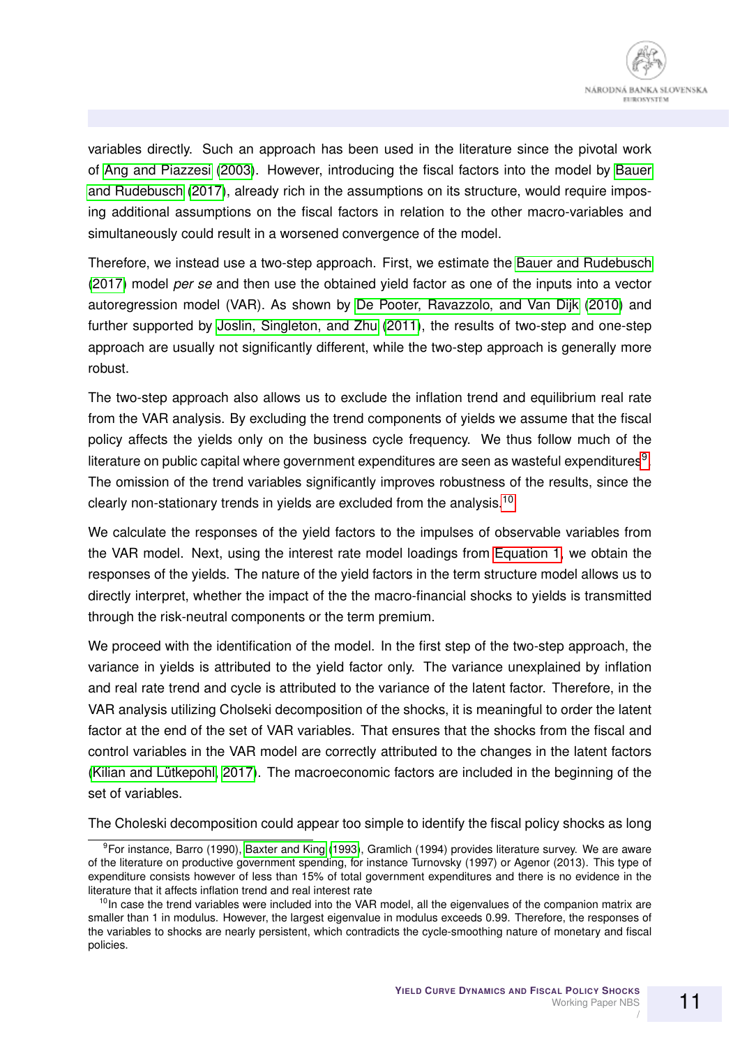variables directly. Such an approach has been used in the literature since the pivotal work of Ang and Piazzesi (2003). However, introducing the fiscal factors into the model by Bauer and Rudebusch (2017), already rich in the assumptions on its structure, would require imposing additional assumptions on the fiscal factors in relation to the other macro-variables and simultaneously could result in a worsened convergence of the model.

Therefore, we instead use a two-step approach. First, we estimate the Bauer and Rudebusch (2017) model *per se* and then use the obtained yield factor as one of the inputs into a vector autoregression model (VAR). As shown by De Pooter, Ravazzolo, and Van Dijk (2010) and further supported by Joslin, Singleton, and Zhu (2011), the results of two-step and one-step approach are usually not significantly different, while the two-step approach is generally more robust.

The two-step approach also allows us to exclude the inflation trend and equilibrium real rate from the VAR analysis. By excluding the trend components of yields we assume that the fiscal policy affects the yields only on the business cycle frequency. We thus follow much of the literature on public capital where government expenditures are seen as wasteful expenditures[9]. The omission of the trend variables significantly improves robustness of the results, since the clearly non-stationary trends in yields are excluded from the analysis.[10]

We calculate the responses of the yield factors to the impulses of observable variables from the VAR model. Next, using the interest rate model loadings from Equation 1, we obtain the responses of the yields. The nature of the yield factors in the term structure model allows us to directly interpret, whether the impact of the the macro-financial shocks to yields is transmitted through the risk-neutral components or the term premium.

We proceed with the identification of the model. In the first step of the two-step approach, the variance in yields is attributed to the yield factor only. The variance unexplained by inflation and real rate trend and cycle is attributed to the variance of the latent factor. Therefore, in the VAR analysis utilizing Cholseki decomposition of the shocks, it is meaningful to order the latent factor at the end of the set of VAR variables. That ensures that the shocks from the fiscal and control variables in the VAR model are correctly attributed to the changes in the latent factors (Kilian and Lütkepohl, 2017). The macroeconomic factors are included in the beginning of the set of variables.

The Choleski decomposition could appear too simple to identify the fiscal policy shocks as long

[9] For instance, Barro (1990), Baxter and King (1993), Gramlich (1994) provides literature survey. We are aware of the literature on productive government spending, for instance Turnovsky (1997) or Agenor (2013). This type of expenditure consists however of less than 15% of total government expenditures and there is no evidence in the literature that it affects inflation trend and real interest rate

[10] In case the trend variables were included into the VAR model, all the eigenvalues of the companion matrix are smaller than 1 in modulus. However, the largest eigenvalue in modulus exceeds 0.99. Therefore, the responses of the variables to shocks are nearly persistent, which contradicts the cycle-smoothing nature of monetary and fiscal policies.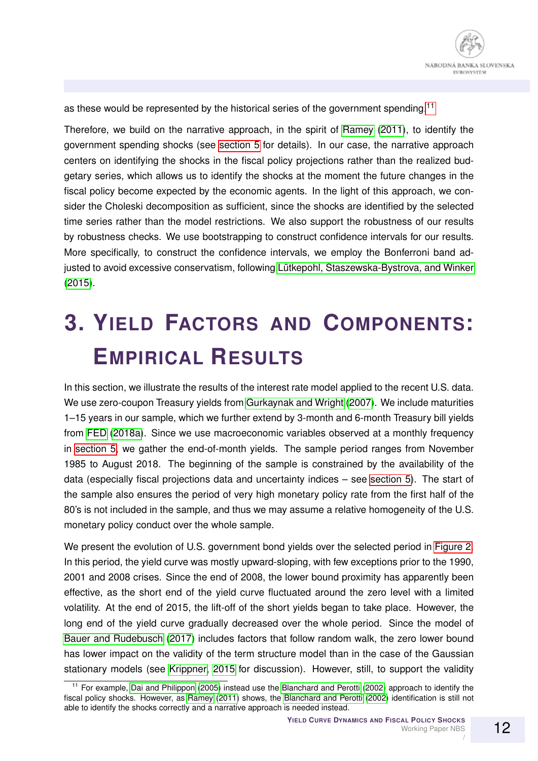as these would be represented by the historical series of the government spending.[11]

Therefore, we build on the narrative approach, in the spirit of Ramey (2011), to identify the government spending shocks (see section 5 for details). In our case, the narrative approach centers on identifying the shocks in the fiscal policy projections rather than the realized budgetary series, which allows us to identify the shocks at the moment the future changes in the fiscal policy become expected by the economic agents. In the light of this approach, we consider the Choleski decomposition as sufficient, since the shocks are identified by the selected time series rather than the model restrictions. We also support the robustness of our results by robustness checks. We use bootstrapping to construct confidence intervals for our results. More specifically, to construct the confidence intervals, we employ the Bonferroni band adjusted to avoid excessive conservatism, following Lütkepohl, Staszewska-Bystrova, and Winker (2015).

# 3. Yield Factors and Components: Empirical Results

In this section, we illustrate the results of the interest rate model applied to the recent U.S. data. We use zero-coupon Treasury yields from Gurkaynak and Wright (2007). We include maturities 1–15 years in our sample, which we further extend by 3-month and 6-month Treasury bill yields from FED (2018a). Since we use macroeconomic variables observed at a monthly frequency in section 5, we gather the end-of-month yields. The sample period ranges from November 1985 to August 2018. The beginning of the sample is constrained by the availability of the data (especially fiscal projections data and uncertainty indices – see section 5). The start of the sample also ensures the period of very high monetary policy rate from the first half of the 80's is not included in the sample, and thus we may assume a relative homogeneity of the U.S. monetary policy conduct over the whole sample.

We present the evolution of U.S. government bond yields over the selected period in Figure 2. In this period, the yield curve was mostly upward-sloping, with few exceptions prior to the 1990, 2001 and 2008 crises. Since the end of 2008, the lower bound proximity has apparently been effective, as the short end of the yield curve fluctuated around the zero level with a limited volatility. At the end of 2015, the lift-off of the short yields began to take place. However, the long end of the yield curve gradually decreased over the whole period. Since the model of Bauer and Rudebusch (2017) includes factors that follow random walk, the zero lower bound has lower impact on the validity of the term structure model than in the case of the Gaussian stationary models (see Krippner, 2015 for discussion). However, still, to support the validity

[11] For example, Dai and Philippon (2005) instead use the Blanchard and Perotti (2002) approach to identify the fiscal policy shocks. However, as Ramey (2011) shows, the Blanchard and Perotti (2002) identification is still not able to identify the shocks correctly and a narrative approach is needed instead.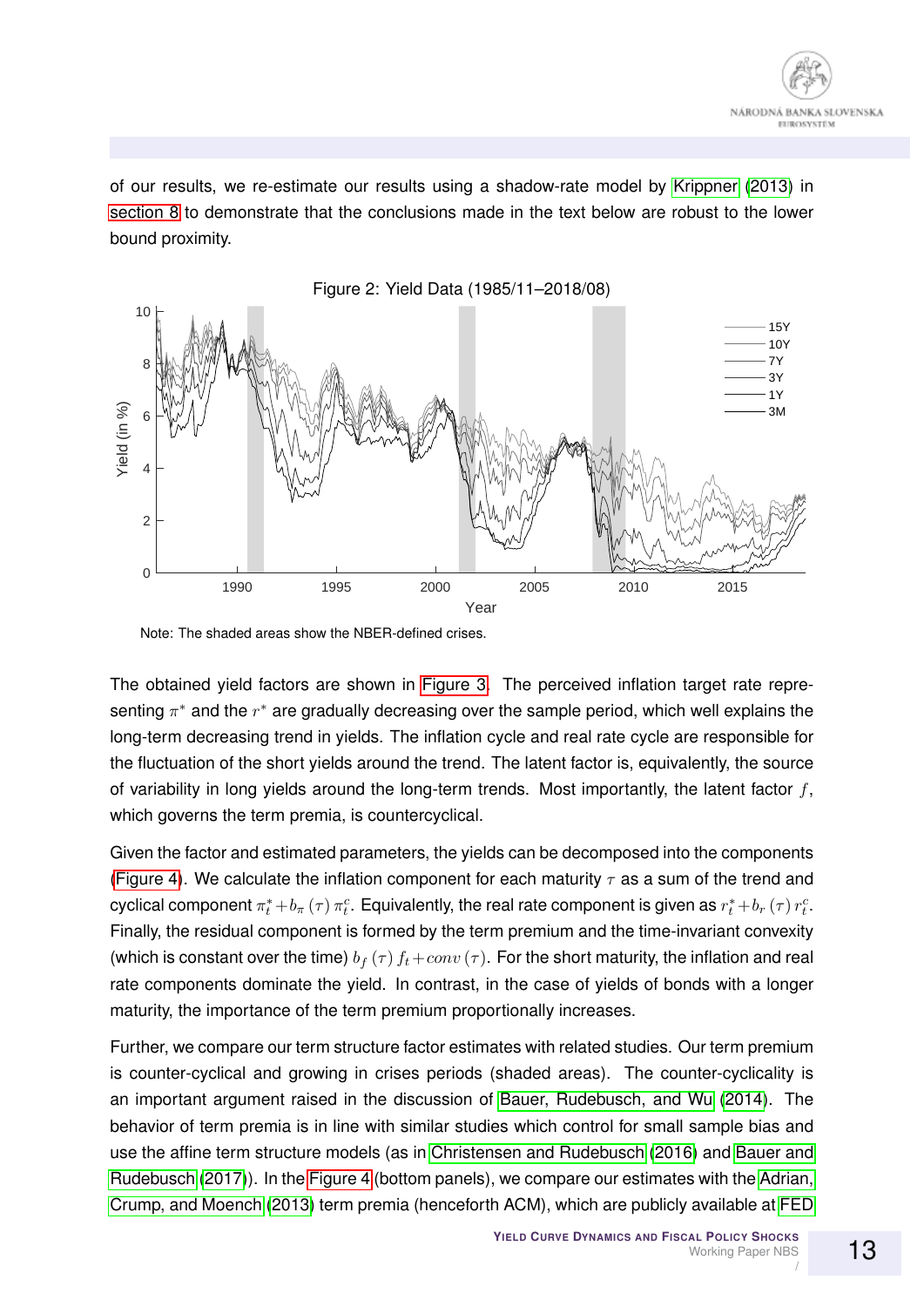of our results, we re-estimate our results using a shadow-rate model by Krippner (2013) in section 8 to demonstrate that the conclusions made in the text below are robust to the lower bound proximity.

Figure 2: Yield Data (1985/11–2018/08)

Yield (in %)

10
8
6
4
2
0

1990 1995 2000 2005 2010 2015

Year

15Y
10Y
7Y
3Y
1Y
3M

Note: The shaded areas show the NBER-defined crises.

The obtained yield factors are shown in Figure 3. The perceived inflation target rate representing $\pi^*$ and the $r^*$ are gradually decreasing over the sample period, which well explains the long-term decreasing trend in yields. The inflation cycle and real rate cycle are responsible for the fluctuation of the short yields around the trend. The latent factor is, equivalently, the source of variability in long yields around the long-term trends. Most importantly, the latent factor $f$, which governs the term premia, is countercyclical.

Given the factor and estimated parameters, the yields can be decomposed into the components (Figure 4). We calculate the inflation component for each maturity $\tau$ as a sum of the trend and cyclical component $\pi_t^* + b_\pi(\tau)\,\pi_t^c$. Equivalently, the real rate component is given as $r_t^* + b_r(\tau)\,r_t^c$. Finally, the residual component is formed by the term premium and the time-invariant convexity (which is constant over the time) $b_f(\tau)\,f_t + conv(\tau)$. For the short maturity, the inflation and real rate components dominate the yield. In contrast, in the case of yields of bonds with a longer maturity, the importance of the term premium proportionally increases.

Further, we compare our term structure factor estimates with related studies. Our term premium is counter-cyclical and growing in crises periods (shaded areas). The counter-cyclicality is an important argument raised in the discussion of Bauer, Rudebusch, and Wu (2014). The behavior of term premia is in line with similar studies which control for small sample bias and use the affine term structure models (as in Christensen and Rudebusch (2016) and Bauer and Rudebusch (2017)). In the Figure 4 (bottom panels), we compare our estimates with the Adrian, Crump, and Moench (2013) term premia (henceforth ACM), which are publicly available at FED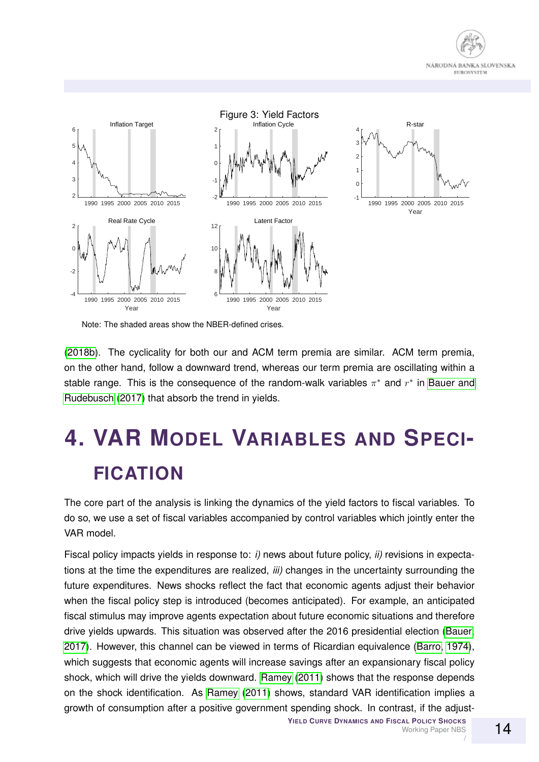Figure 3: Yield Factors

Inflation Target

6
5
4
3
2
1990 1995 2000 2005 2010 2015

Inflation Cycle

2
1
0
-1
-2
1990 1995 2000 2005 2010 2015

R-star

4
3
2
1
0
-1
1990 1995 2000 2005 2010 2015
Year

Real Rate Cycle

2
0
-2
-4
1990 1995 2000 2005 2010 2015
Year

Latent Factor

12
10
8
6
1990 1995 2000 2005 2010 2015
Year

Note: The shaded areas show the NBER-defined crises.

(2018b). The cyclicality for both our and ACM term premia are similar. ACM term premia, on the other hand, follow a downward trend, whereas our term premia are oscillating within a stable range. This is the consequence of the random-walk variables $\pi^*$ and $r^*$ in Bauer and Rudebusch (2017) that absorb the trend in yields.

# 4. VAR Model Variables and Specification

The core part of the analysis is linking the dynamics of the yield factors to fiscal variables. To do so, we use a set of fiscal variables accompanied by control variables which jointly enter the VAR model.

Fiscal policy impacts yields in response to: *i)* news about future policy, *ii)* revisions in expectations at the time the expenditures are realized, *iii)* changes in the uncertainty surrounding the future expenditures. News shocks reflect the fact that economic agents adjust their behavior when the fiscal policy step is introduced (becomes anticipated). For example, an anticipated fiscal stimulus may improve agents expectation about future economic situations and therefore drive yields upwards. This situation was observed after the 2016 presidential election (Bauer, 2017). However, this channel can be viewed in terms of Ricardian equivalence (Barro, 1974), which suggests that economic agents will increase savings after an expansionary fiscal policy shock, which will drive the yields downward. Ramey (2011) shows that the response depends on the shock identification. As Ramey (2011) shows, standard VAR identification implies a growth of consumption after a positive government spending shock. In contrast, if the adjust-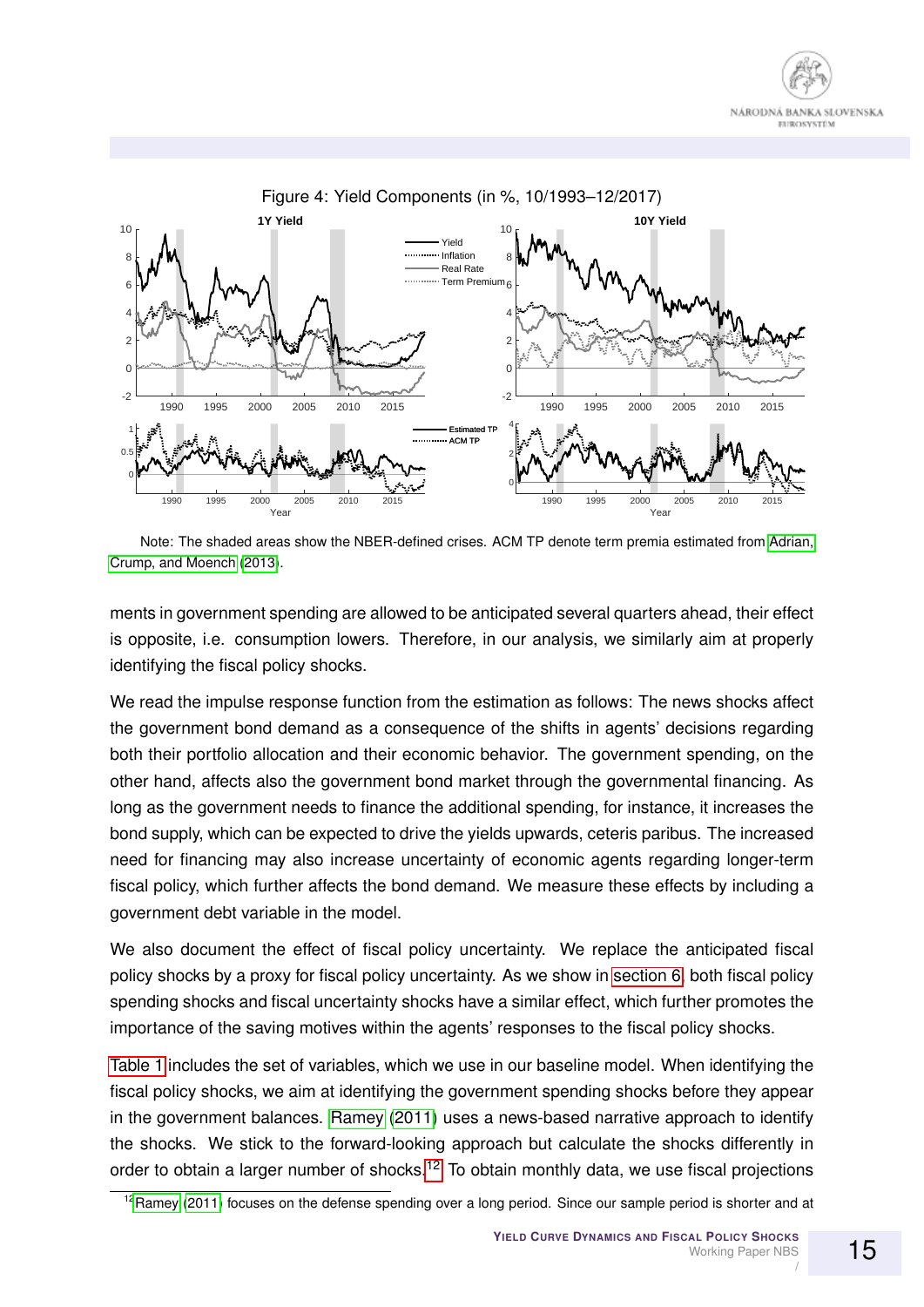Figure 4: Yield Components (in %, 10/1993–12/2017)

Note: The shaded areas show the NBER-defined crises. ACM TP denote term premia estimated from Adrian, Crump, and Moench (2013).

ments in government spending are allowed to be anticipated several quarters ahead, their effect is opposite, i.e. consumption lowers. Therefore, in our analysis, we similarly aim at properly identifying the fiscal policy shocks.

We read the impulse response function from the estimation as follows: The news shocks affect the government bond demand as a consequence of the shifts in agents' decisions regarding both their portfolio allocation and their economic behavior. The government spending, on the other hand, affects also the government bond market through the governmental financing. As long as the government needs to finance the additional spending, for instance, it increases the bond supply, which can be expected to drive the yields upwards, ceteris paribus. The increased need for financing may also increase uncertainty of economic agents regarding longer-term fiscal policy, which further affects the bond demand. We measure these effects by including a government debt variable in the model.

We also document the effect of fiscal policy uncertainty. We replace the anticipated fiscal policy shocks by a proxy for fiscal policy uncertainty. As we show in section 6, both fiscal policy spending shocks and fiscal uncertainty shocks have a similar effect, which further promotes the importance of the saving motives within the agents' responses to the fiscal policy shocks.

Table 1 includes the set of variables, which we use in our baseline model. When identifying the fiscal policy shocks, we aim at identifying the government spending shocks before they appear in the government balances. Ramey (2011) uses a news-based narrative approach to identify the shocks. We stick to the forward-looking approach but calculate the shocks differently in order to obtain a larger number of shocks.[12] To obtain monthly data, we use fiscal projections

[12] Ramey (2011) focuses on the defense spending over a long period. Since our sample period is shorter and at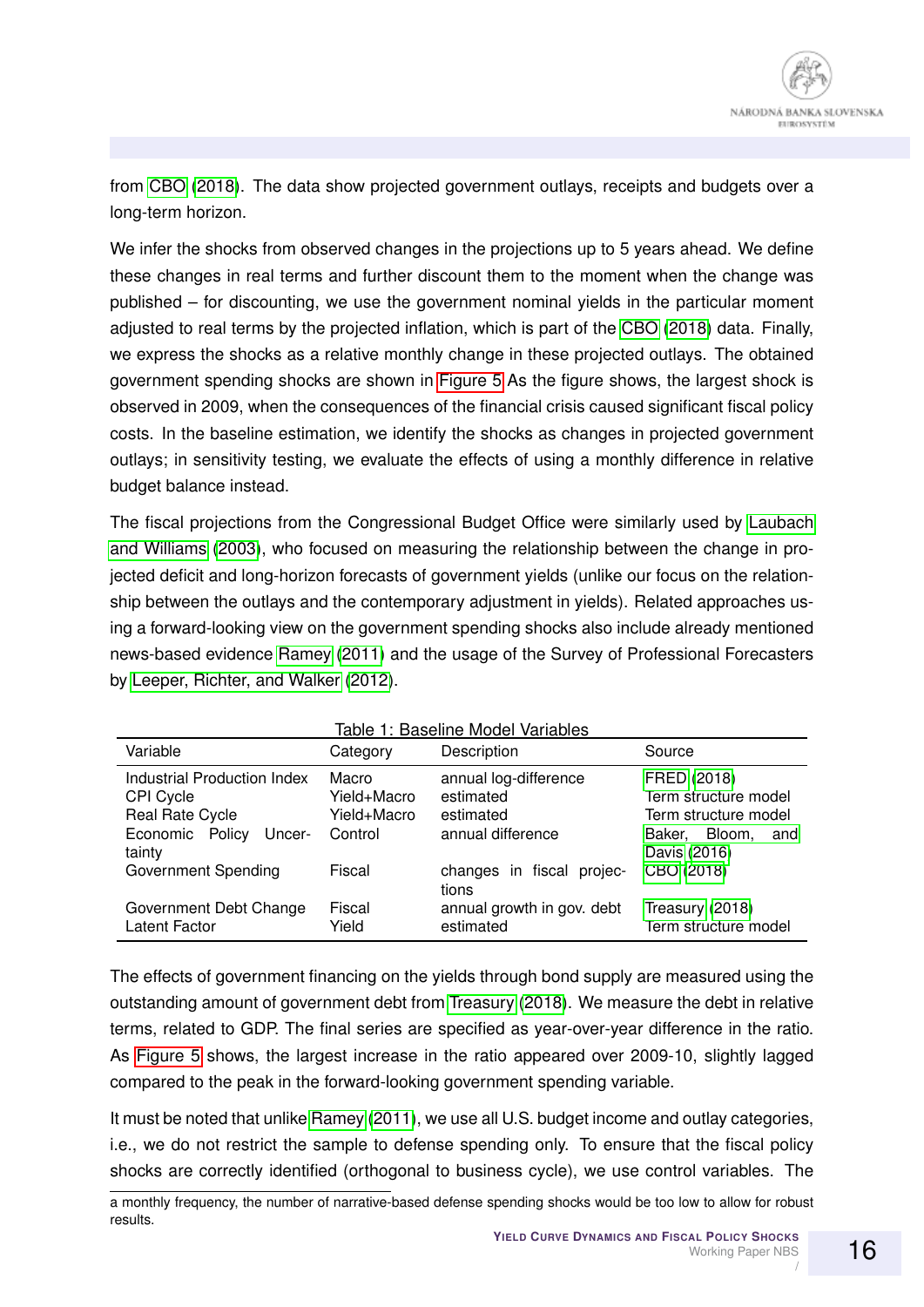from CBO (2018). The data show projected government outlays, receipts and budgets over a long-term horizon.

We infer the shocks from observed changes in the projections up to 5 years ahead. We define these changes in real terms and further discount them to the moment when the change was published – for discounting, we use the government nominal yields in the particular moment adjusted to real terms by the projected inflation, which is part of the CBO (2018) data. Finally, we express the shocks as a relative monthly change in these projected outlays. The obtained government spending shocks are shown in Figure 5 As the figure shows, the largest shock is observed in 2009, when the consequences of the financial crisis caused significant fiscal policy costs. In the baseline estimation, we identify the shocks as changes in projected government outlays; in sensitivity testing, we evaluate the effects of using a monthly difference in relative budget balance instead.

The fiscal projections from the Congressional Budget Office were similarly used by Laubach and Williams (2003), who focused on measuring the relationship between the change in projected deficit and long-horizon forecasts of government yields (unlike our focus on the relationship between the outlays and the contemporary adjustment in yields). Related approaches using a forward-looking view on the government spending shocks also include already mentioned news-based evidence Ramey (2011) and the usage of the Survey of Professional Forecasters by Leeper, Richter, and Walker (2012).

Table 1: Baseline Model Variables

| Variable | Category | Description | Source |
|---|---|---|---|
| Industrial Production Index | Macro | annual log-difference | FRED (2018) |
| CPI Cycle | Yield+Macro | estimated | Term structure model |
| Real Rate Cycle | Yield+Macro | estimated | Term structure model |
| Economic Policy Uncertainty | Control | annual difference | Baker, Bloom, and Davis (2016) |
| Government Spending | Fiscal | changes in fiscal projections | CBO (2018) |
| Government Debt Change | Fiscal | annual growth in gov. debt | Treasury (2018) |
| Latent Factor | Yield | estimated | Term structure model |

The effects of government financing on the yields through bond supply are measured using the outstanding amount of government debt from Treasury (2018). We measure the debt in relative terms, related to GDP. The final series are specified as year-over-year difference in the ratio. As Figure 5 shows, the largest increase in the ratio appeared over 2009-10, slightly lagged compared to the peak in the forward-looking government spending variable.

It must be noted that unlike Ramey (2011), we use all U.S. budget income and outlay categories, i.e., we do not restrict the sample to defense spending only. To ensure that the fiscal policy shocks are correctly identified (orthogonal to business cycle), we use control variables. The

a monthly frequency, the number of narrative-based defense spending shocks would be too low to allow for robust results.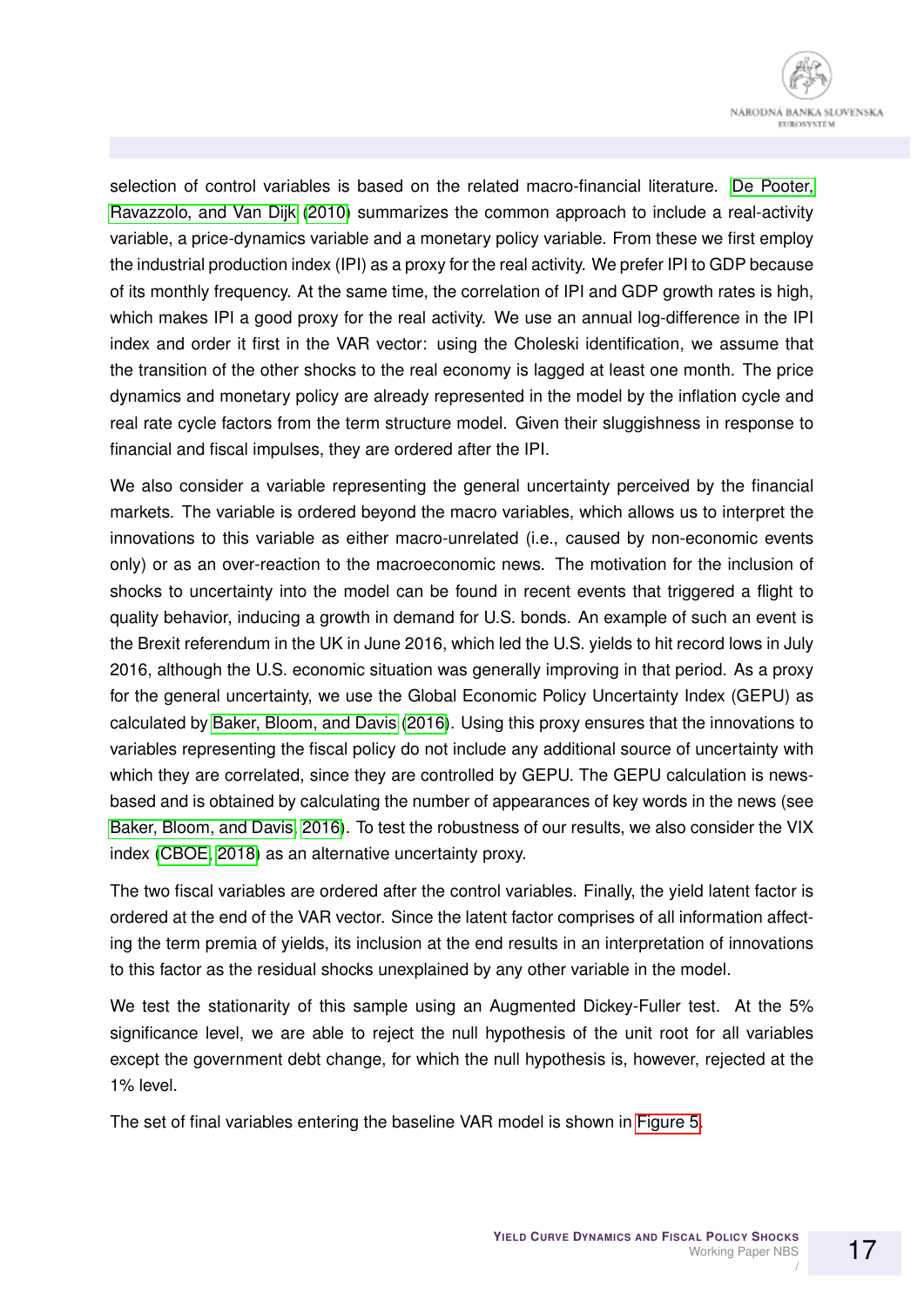selection of control variables is based on the related macro-financial literature. De Pooter, Ravazzolo, and Van Dijk (2010) summarizes the common approach to include a real-activity variable, a price-dynamics variable and a monetary policy variable. From these we first employ the industrial production index (IPI) as a proxy for the real activity. We prefer IPI to GDP because of its monthly frequency. At the same time, the correlation of IPI and GDP growth rates is high, which makes IPI a good proxy for the real activity. We use an annual log-difference in the IPI index and order it first in the VAR vector: using the Choleski identification, we assume that the transition of the other shocks to the real economy is lagged at least one month. The price dynamics and monetary policy are already represented in the model by the inflation cycle and real rate cycle factors from the term structure model. Given their sluggishness in response to financial and fiscal impulses, they are ordered after the IPI.

We also consider a variable representing the general uncertainty perceived by the financial markets. The variable is ordered beyond the macro variables, which allows us to interpret the innovations to this variable as either macro-unrelated (i.e., caused by non-economic events only) or as an over-reaction to the macroeconomic news. The motivation for the inclusion of shocks to uncertainty into the model can be found in recent events that triggered a flight to quality behavior, inducing a growth in demand for U.S. bonds. An example of such an event is the Brexit referendum in the UK in June 2016, which led the U.S. yields to hit record lows in July 2016, although the U.S. economic situation was generally improving in that period. As a proxy for the general uncertainty, we use the Global Economic Policy Uncertainty Index (GEPU) as calculated by Baker, Bloom, and Davis (2016). Using this proxy ensures that the innovations to variables representing the fiscal policy do not include any additional source of uncertainty with which they are correlated, since they are controlled by GEPU. The GEPU calculation is news-based and is obtained by calculating the number of appearances of key words in the news (see Baker, Bloom, and Davis, 2016). To test the robustness of our results, we also consider the VIX index (CBOE, 2018) as an alternative uncertainty proxy.

The two fiscal variables are ordered after the control variables. Finally, the yield latent factor is ordered at the end of the VAR vector. Since the latent factor comprises of all information affecting the term premia of yields, its inclusion at the end results in an interpretation of innovations to this factor as the residual shocks unexplained by any other variable in the model.

We test the stationarity of this sample using an Augmented Dickey-Fuller test. At the 5% significance level, we are able to reject the null hypothesis of the unit root for all variables except the government debt change, for which the null hypothesis is, however, rejected at the 1% level.

The set of final variables entering the baseline VAR model is shown in Figure 5.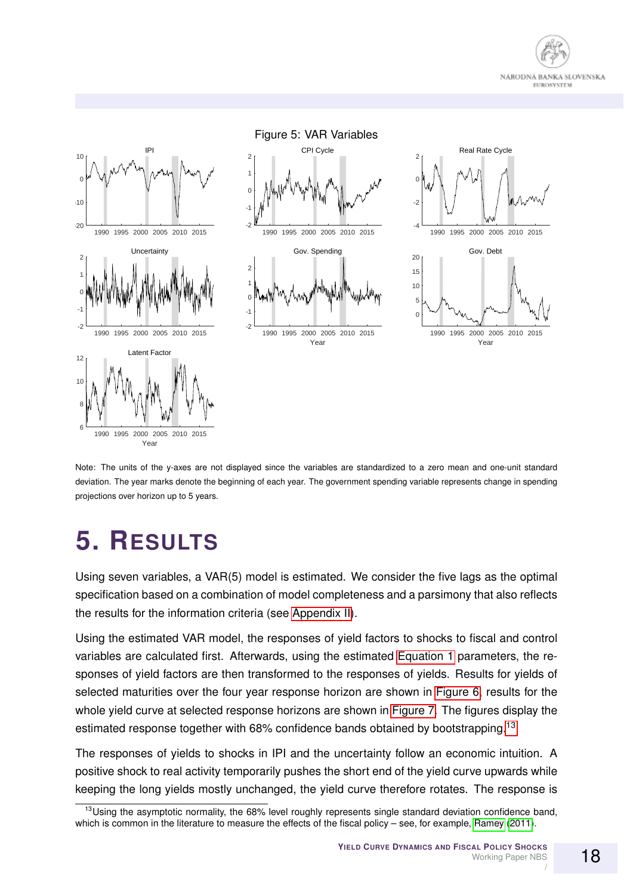Figure 5: VAR Variables

IPI

10
0
-10
-20

1990 1995 2000 2005 2010 2015

CPI Cycle

2
1
0
-1
-2

1990 1995 2000 2005 2010 2015

Real Rate Cycle

2
0
-2
-4

1990 1995 2000 2005 2010 2015

Uncertainty

2
1
0
-1
-2

1990 1995 2000 2005 2010 2015

Gov. Spending

2
1
0
-1
-2

1990 1995 2000 2005 2010 2015
Year

Gov. Debt

20
15
10
5
0

1990 1995 2000 2005 2010 2015
Year

Latent Factor

12
10
8
6

1990 1995 2000 2005 2010 2015
Year

Note: The units of the y-axes are not displayed since the variables are standardized to a zero mean and one-unit standard deviation. The year marks denote the beginning of each year. The government spending variable represents change in spending projections over horizon up to 5 years.

# 5. Results

Using seven variables, a VAR(5) model is estimated. We consider the five lags as the optimal specification based on a combination of model completeness and a parsimony that also reflects the results for the information criteria (see Appendix II).

Using the estimated VAR model, the responses of yield factors to shocks to fiscal and control variables are calculated first. Afterwards, using the estimated Equation 1 parameters, the responses of yield factors are then transformed to the responses of yields. Results for yields of selected maturities over the four year response horizon are shown in Figure 6, results for the whole yield curve at selected response horizons are shown in Figure 7. The figures display the estimated response together with 68% confidence bands obtained by bootstrapping.[13]

The responses of yields to shocks in IPI and the uncertainty follow an economic intuition. A positive shock to real activity temporarily pushes the short end of the yield curve upwards while keeping the long yields mostly unchanged, the yield curve therefore rotates. The response is

[13] Using the asymptotic normality, the 68% level roughly represents single standard deviation confidence band, which is common in the literature to measure the effects of the fiscal policy – see, for example, Ramey (2011).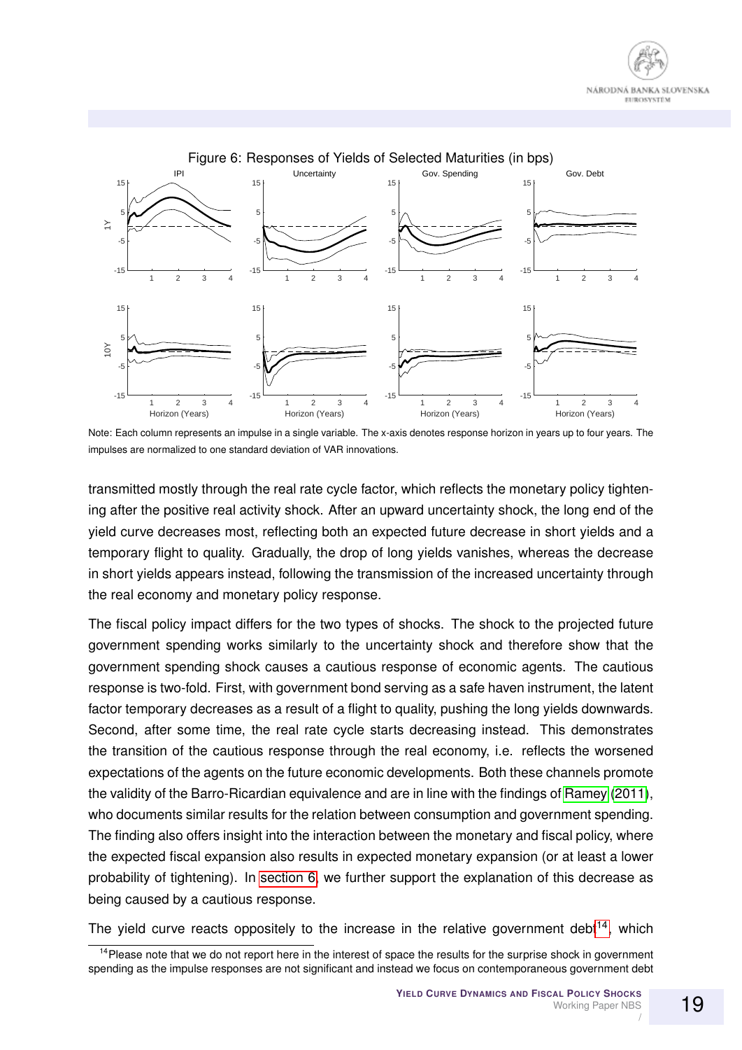Figure 6: Responses of Yields of Selected Maturities (in bps)

IPI

Uncertainty

Gov. Spending

Gov. Debt

1Y

10Y

15

5

-5

-15

1 2 3 4

Horizon (Years)

Note: Each column represents an impulse in a single variable. The x-axis denotes response horizon in years up to four years. The impulses are normalized to one standard deviation of VAR innovations.

transmitted mostly through the real rate cycle factor, which reflects the monetary policy tightening after the positive real activity shock. After an upward uncertainty shock, the long end of the yield curve decreases most, reflecting both an expected future decrease in short yields and a temporary flight to quality. Gradually, the drop of long yields vanishes, whereas the decrease in short yields appears instead, following the transmission of the increased uncertainty through the real economy and monetary policy response.

The fiscal policy impact differs for the two types of shocks. The shock to the projected future government spending works similarly to the uncertainty shock and therefore show that the government spending shock causes a cautious response of economic agents. The cautious response is two-fold. First, with government bond serving as a safe haven instrument, the latent factor temporary decreases as a result of a flight to quality, pushing the long yields downwards. Second, after some time, the real rate cycle starts decreasing instead. This demonstrates the transition of the cautious response through the real economy, i.e. reflects the worsened expectations of the agents on the future economic developments. Both these channels promote the validity of the Barro-Ricardian equivalence and are in line with the findings of Ramey (2011), who documents similar results for the relation between consumption and government spending. The finding also offers insight into the interaction between the monetary and fiscal policy, where the expected fiscal expansion also results in expected monetary expansion (or at least a lower probability of tightening). In section 6, we further support the explanation of this decrease as being caused by a cautious response.

The yield curve reacts oppositely to the increase in the relative government debt[14], which

[14] Please note that we do not report here in the interest of space the results for the surprise shock in government spending as the impulse responses are not significant and instead we focus on contemporaneous government debt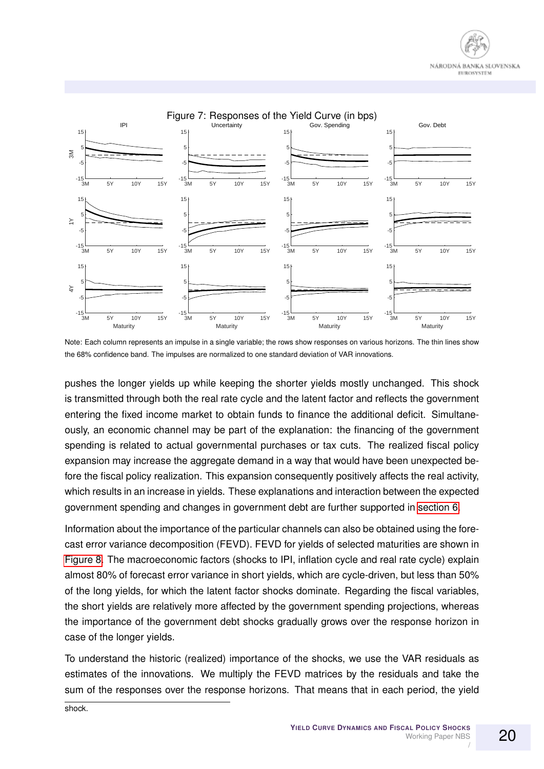Figure 7: Responses of the Yield Curve (in bps)

IPI | Uncertainty | Gov. Spending | Gov. Debt

3M
1Y
4Y

15
5
-5
-15

3M 5Y 10Y 15Y

Maturity

Note: Each column represents an impulse in a single variable; the rows show responses on various horizons. The thin lines show the 68% confidence band. The impulses are normalized to one standard deviation of VAR innovations.

pushes the longer yields up while keeping the shorter yields mostly unchanged. This shock is transmitted through both the real rate cycle and the latent factor and reflects the government entering the fixed income market to obtain funds to finance the additional deficit. Simultaneously, an economic channel may be part of the explanation: the financing of the government spending is related to actual governmental purchases or tax cuts. The realized fiscal policy expansion may increase the aggregate demand in a way that would have been unexpected before the fiscal policy realization. This expansion consequently positively affects the real activity, which results in an increase in yields. These explanations and interaction between the expected government spending and changes in government debt are further supported in section 6.

Information about the importance of the particular channels can also be obtained using the forecast error variance decomposition (FEVD). FEVD for yields of selected maturities are shown in Figure 8. The macroeconomic factors (shocks to IPI, inflation cycle and real rate cycle) explain almost 80% of forecast error variance in short yields, which are cycle-driven, but less than 50% of the long yields, for which the latent factor shocks dominate. Regarding the fiscal variables, the short yields are relatively more affected by the government spending projections, whereas the importance of the government debt shocks gradually grows over the response horizon in case of the longer yields.

To understand the historic (realized) importance of the shocks, we use the VAR residuals as estimates of the innovations. We multiply the FEVD matrices by the residuals and take the sum of the responses over the response horizons. That means that in each period, the yield

shock.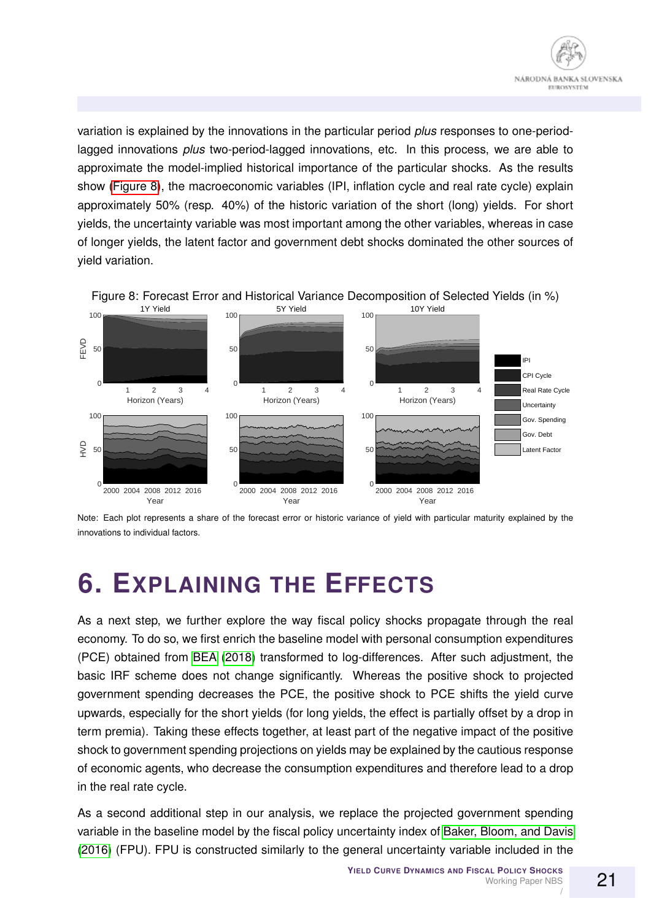variation is explained by the innovations in the particular period *plus* responses to one-period-lagged innovations *plus* two-period-lagged innovations, etc. In this process, we are able to approximate the model-implied historical importance of the particular shocks. As the results show (Figure 8), the macroeconomic variables (IPI, inflation cycle and real rate cycle) explain approximately 50% (resp. 40%) of the historic variation of the short (long) yields. For short yields, the uncertainty variable was most important among the other variables, whereas in case of longer yields, the latent factor and government debt shocks dominated the other sources of yield variation.

Figure 8: Forecast Error and Historical Variance Decomposition of Selected Yields (in %)

1Y Yield
5Y Yield
10Y Yield
FEVD
HVD
100
50
0
1 2 3 4
Horizon (Years)
2000 2004 2008 2012 2016
Year
IPI
CPI Cycle
Real Rate Cycle
Uncertainty
Gov. Spending
Gov. Debt
Latent Factor

Note: Each plot represents a share of the forecast error or historic variance of yield with particular maturity explained by the innovations to individual factors.

# 6. Explaining the Effects

As a next step, we further explore the way fiscal policy shocks propagate through the real economy. To do so, we first enrich the baseline model with personal consumption expenditures (PCE) obtained from BEA (2018) transformed to log-differences. After such adjustment, the basic IRF scheme does not change significantly. Whereas the positive shock to projected government spending decreases the PCE, the positive shock to PCE shifts the yield curve upwards, especially for the short yields (for long yields, the effect is partially offset by a drop in term premia). Taking these effects together, at least part of the negative impact of the positive shock to government spending projections on yields may be explained by the cautious response of economic agents, who decrease the consumption expenditures and therefore lead to a drop in the real rate cycle.

As a second additional step in our analysis, we replace the projected government spending variable in the baseline model by the fiscal policy uncertainty index of Baker, Bloom, and Davis (2016) (FPU). FPU is constructed similarly to the general uncertainty variable included in the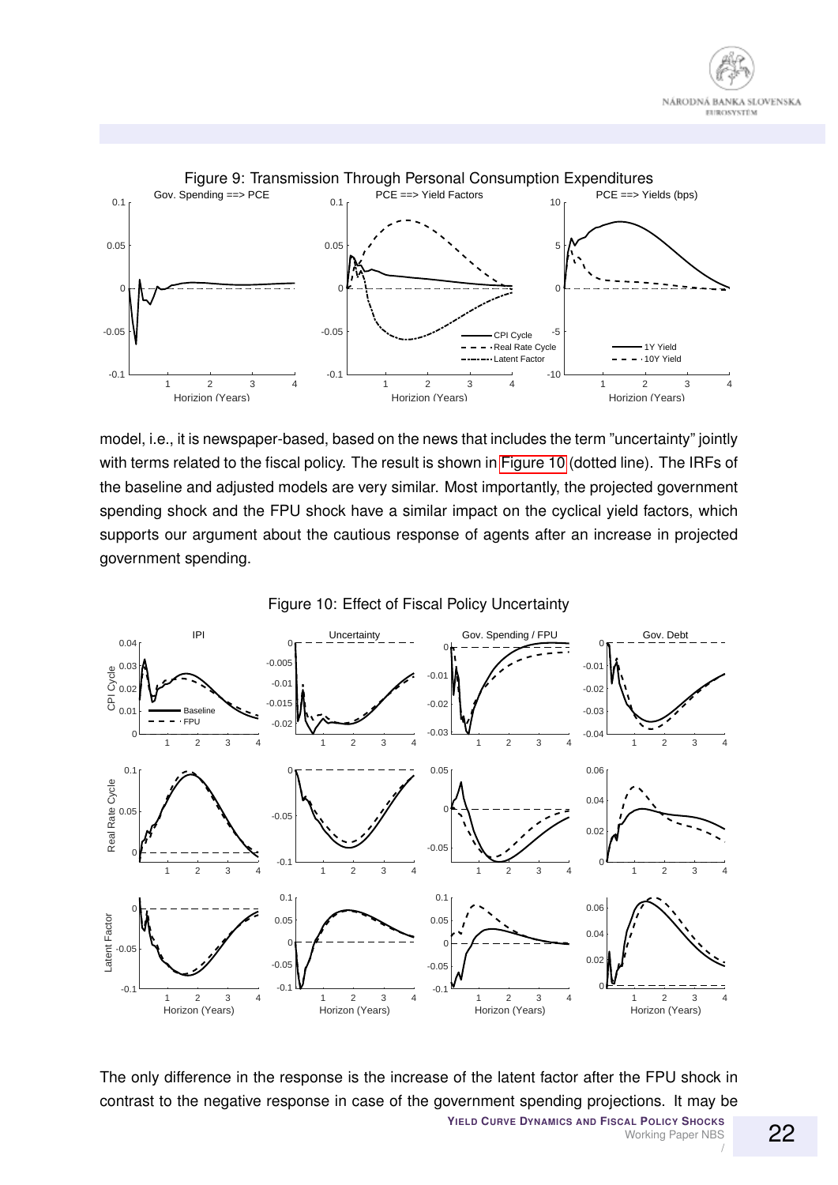Figure 9: Transmission Through Personal Consumption Expenditures

Gov. Spending ==> PCE

0.1
0.05
0
-0.05
-0.1
1 2 3 4
Horizion (Years)

PCE ==> Yield Factors

0.1
0.05
0
-0.05
-0.1
1 2 3 4
Horizion (Years)

CPI Cycle
Real Rate Cycle
Latent Factor

PCE ==> Yields (bps)

10
5
0
-5
-10
1 2 3 4
Horizion (Years)

1Y Yield
10Y Yield

model, i.e., it is newspaper-based, based on the news that includes the term "uncertainty" jointly with terms related to the fiscal policy. The result is shown in Figure 10 (dotted line). The IRFs of the baseline and adjusted models are very similar. Most importantly, the projected government spending shock and the FPU shock have a similar impact on the cyclical yield factors, which supports our argument about the cautious response of agents after an increase in projected government spending.

Figure 10: Effect of Fiscal Policy Uncertainty

IPI
Uncertainty
Gov. Spending / FPU
Gov. Debt

CPI Cycle
Real Rate Cycle
Latent Factor

Baseline
FPU

Horizon (Years)
1 2 3 4

The only difference in the response is the increase of the latent factor after the FPU shock in contrast to the negative response in case of the government spending projections. It may be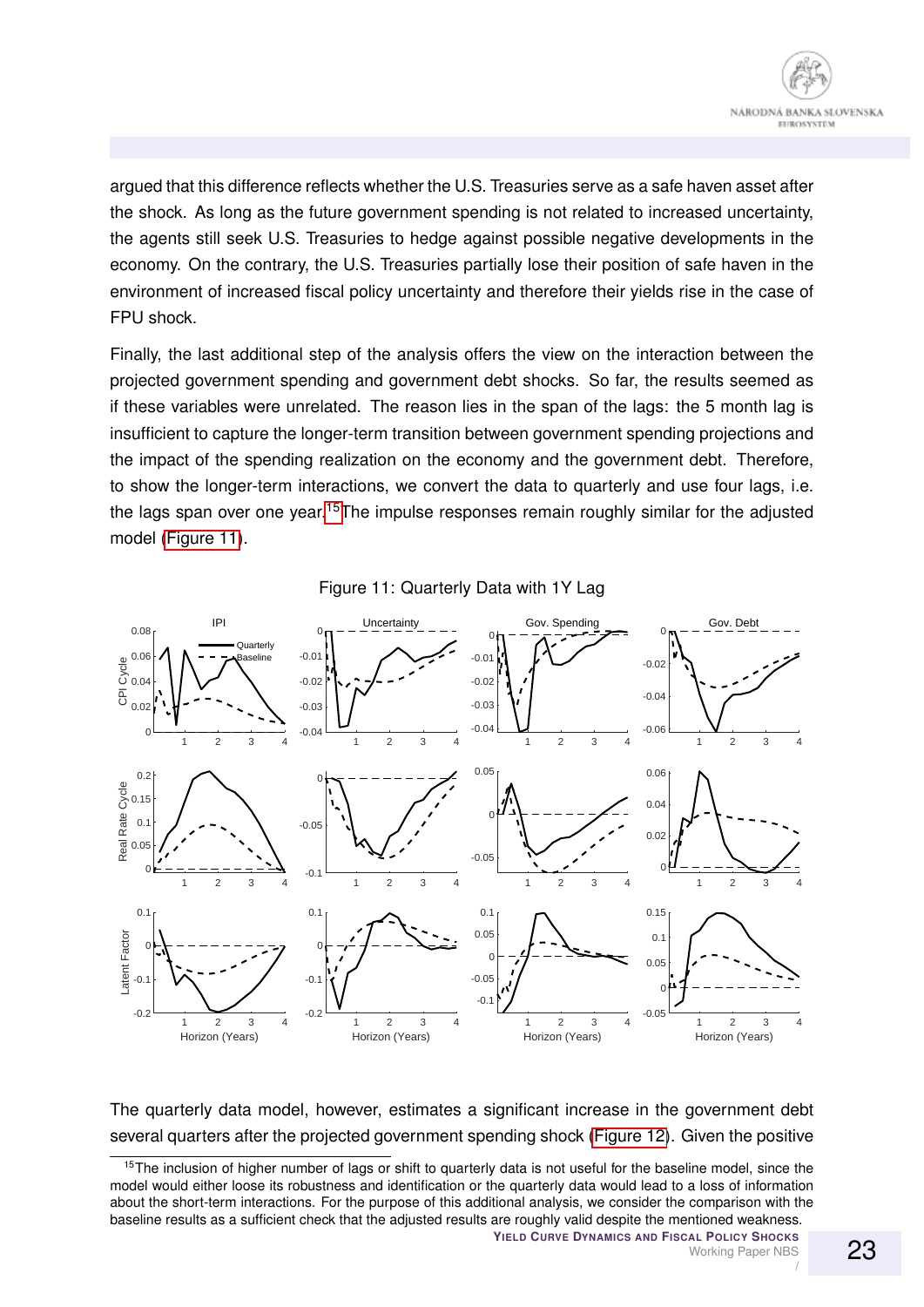argued that this difference reflects whether the U.S. Treasuries serve as a safe haven asset after the shock. As long as the future government spending is not related to increased uncertainty, the agents still seek U.S. Treasuries to hedge against possible negative developments in the economy. On the contrary, the U.S. Treasuries partially lose their position of safe haven in the environment of increased fiscal policy uncertainty and therefore their yields rise in the case of FPU shock.

Finally, the last additional step of the analysis offers the view on the interaction between the projected government spending and government debt shocks. So far, the results seemed as if these variables were unrelated. The reason lies in the span of the lags: the 5 month lag is insufficient to capture the longer-term transition between government spending projections and the impact of the spending realization on the economy and the government debt. Therefore, to show the longer-term interactions, we convert the data to quarterly and use four lags, i.e. the lags span over one year.[15] The impulse responses remain roughly similar for the adjusted model (Figure 11).

Figure 11: Quarterly Data with 1Y Lag

IPI
Uncertainty
Gov. Spending
Gov. Debt
Quarterly
Baseline
CPI Cycle
Real Rate Cycle
Latent Factor
Horizon (Years)
1 2 3 4

The quarterly data model, however, estimates a significant increase in the government debt several quarters after the projected government spending shock (Figure 12). Given the positive

[15]The inclusion of higher number of lags or shift to quarterly data is not useful for the baseline model, since the model would either loose its robustness and identification or the quarterly data would lead to a loss of information about the short-term interactions. For the purpose of this additional analysis, we consider the comparison with the baseline results as a sufficient check that the adjusted results are roughly valid despite the mentioned weakness.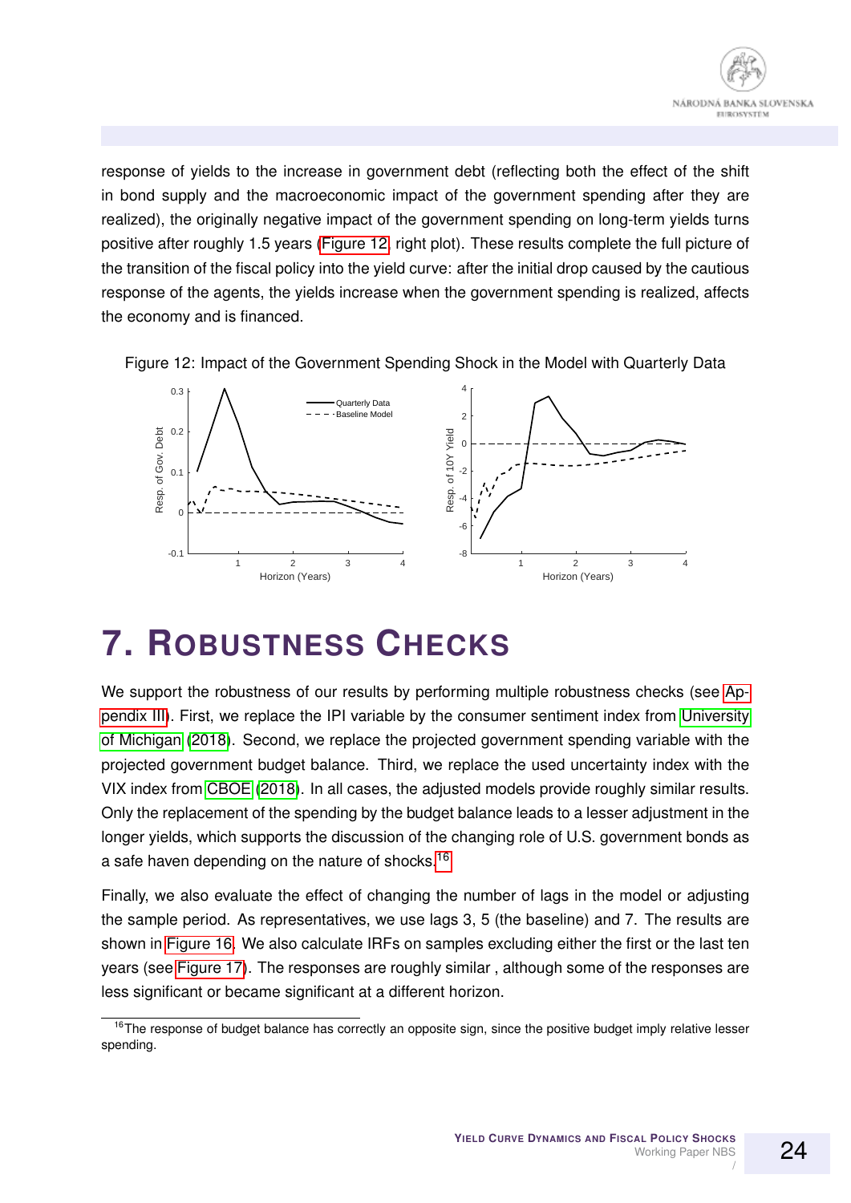response of yields to the increase in government debt (reflecting both the effect of the shift in bond supply and the macroeconomic impact of the government spending after they are realized), the originally negative impact of the government spending on long-term yields turns positive after roughly 1.5 years (Figure 12, right plot). These results complete the full picture of the transition of the fiscal policy into the yield curve: after the initial drop caused by the cautious response of the agents, the yields increase when the government spending is realized, affects the economy and is financed.

Figure 12: Impact of the Government Spending Shock in the Model with Quarterly Data

Resp. of Gov. Debt
0.3
0.2
0.1
0
-0.1
1
2
3
4
Horizon (Years)
Quarterly Data
Baseline Model

Resp. of 10Y Yield
4
2
0
-2
-4
-6
-8
1
2
3
4
Horizon (Years)

# 7. Robustness Checks

We support the robustness of our results by performing multiple robustness checks (see Appendix III). First, we replace the IPI variable by the consumer sentiment index from University of Michigan (2018). Second, we replace the projected government spending variable with the projected government budget balance. Third, we replace the used uncertainty index with the VIX index from CBOE (2018). In all cases, the adjusted models provide roughly similar results. Only the replacement of the spending by the budget balance leads to a lesser adjustment in the longer yields, which supports the discussion of the changing role of U.S. government bonds as a safe haven depending on the nature of shocks.[16]

Finally, we also evaluate the effect of changing the number of lags in the model or adjusting the sample period. As representatives, we use lags 3, 5 (the baseline) and 7. The results are shown in Figure 16. We also calculate IRFs on samples excluding either the first or the last ten years (see Figure 17). The responses are roughly similar , although some of the responses are less significant or became significant at a different horizon.

[16]The response of budget balance has correctly an opposite sign, since the positive budget imply relative lesser spending.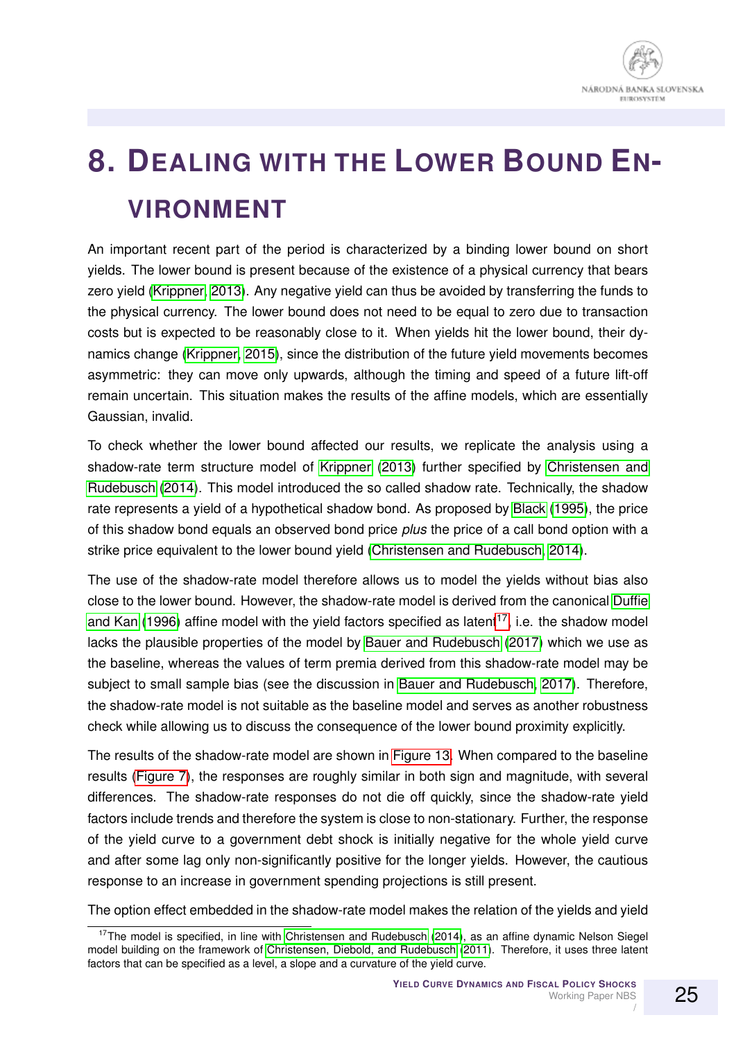# 8. Dealing with the Lower Bound Environment

An important recent part of the period is characterized by a binding lower bound on short yields. The lower bound is present because of the existence of a physical currency that bears zero yield (Krippner, 2013). Any negative yield can thus be avoided by transferring the funds to the physical currency. The lower bound does not need to be equal to zero due to transaction costs but is expected to be reasonably close to it. When yields hit the lower bound, their dynamics change (Krippner, 2015), since the distribution of the future yield movements becomes asymmetric: they can move only upwards, although the timing and speed of a future lift-off remain uncertain. This situation makes the results of the affine models, which are essentially Gaussian, invalid.

To check whether the lower bound affected our results, we replicate the analysis using a shadow-rate term structure model of Krippner (2013) further specified by Christensen and Rudebusch (2014). This model introduced the so called shadow rate. Technically, the shadow rate represents a yield of a hypothetical shadow bond. As proposed by Black (1995), the price of this shadow bond equals an observed bond price *plus* the price of a call bond option with a strike price equivalent to the lower bound yield (Christensen and Rudebusch, 2014).

The use of the shadow-rate model therefore allows us to model the yields without bias also close to the lower bound. However, the shadow-rate model is derived from the canonical Duffie and Kan (1996) affine model with the yield factors specified as latent[17], i.e. the shadow model lacks the plausible properties of the model by Bauer and Rudebusch (2017) which we use as the baseline, whereas the values of term premia derived from this shadow-rate model may be subject to small sample bias (see the discussion in Bauer and Rudebusch, 2017). Therefore, the shadow-rate model is not suitable as the baseline model and serves as another robustness check while allowing us to discuss the consequence of the lower bound proximity explicitly.

The results of the shadow-rate model are shown in Figure 13. When compared to the baseline results (Figure 7), the responses are roughly similar in both sign and magnitude, with several differences. The shadow-rate responses do not die off quickly, since the shadow-rate yield factors include trends and therefore the system is close to non-stationary. Further, the response of the yield curve to a government debt shock is initially negative for the whole yield curve and after some lag only non-significantly positive for the longer yields. However, the cautious response to an increase in government spending projections is still present.

The option effect embedded in the shadow-rate model makes the relation of the yields and yield

[17] The model is specified, in line with Christensen and Rudebusch (2014), as an affine dynamic Nelson Siegel model building on the framework of Christensen, Diebold, and Rudebusch (2011). Therefore, it uses three latent factors that can be specified as a level, a slope and a curvature of the yield curve.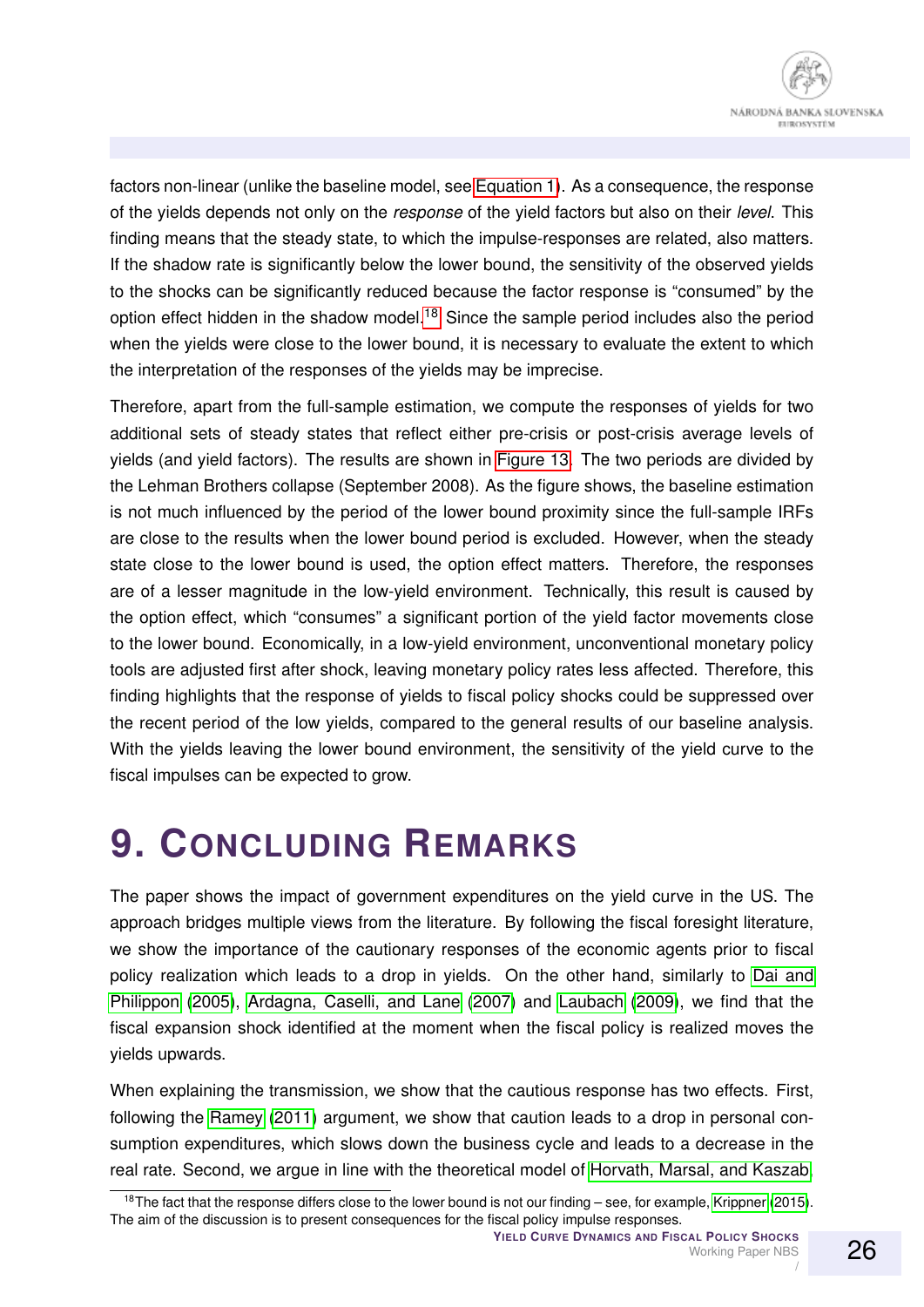factors non-linear (unlike the baseline model, see Equation 1). As a consequence, the response of the yields depends not only on the *response* of the yield factors but also on their *level*. This finding means that the steady state, to which the impulse-responses are related, also matters. If the shadow rate is significantly below the lower bound, the sensitivity of the observed yields to the shocks can be significantly reduced because the factor response is "consumed" by the option effect hidden in the shadow model.[18] Since the sample period includes also the period when the yields were close to the lower bound, it is necessary to evaluate the extent to which the interpretation of the responses of the yields may be imprecise.

Therefore, apart from the full-sample estimation, we compute the responses of yields for two additional sets of steady states that reflect either pre-crisis or post-crisis average levels of yields (and yield factors). The results are shown in Figure 13. The two periods are divided by the Lehman Brothers collapse (September 2008). As the figure shows, the baseline estimation is not much influenced by the period of the lower bound proximity since the full-sample IRFs are close to the results when the lower bound period is excluded. However, when the steady state close to the lower bound is used, the option effect matters. Therefore, the responses are of a lesser magnitude in the low-yield environment. Technically, this result is caused by the option effect, which "consumes" a significant portion of the yield factor movements close to the lower bound. Economically, in a low-yield environment, unconventional monetary policy tools are adjusted first after shock, leaving monetary policy rates less affected. Therefore, this finding highlights that the response of yields to fiscal policy shocks could be suppressed over the recent period of the low yields, compared to the general results of our baseline analysis. With the yields leaving the lower bound environment, the sensitivity of the yield curve to the fiscal impulses can be expected to grow.

# 9. Concluding Remarks

The paper shows the impact of government expenditures on the yield curve in the US. The approach bridges multiple views from the literature. By following the fiscal foresight literature, we show the importance of the cautionary responses of the economic agents prior to fiscal policy realization which leads to a drop in yields. On the other hand, similarly to Dai and Philippon (2005), Ardagna, Caselli, and Lane (2007) and Laubach (2009), we find that the fiscal expansion shock identified at the moment when the fiscal policy is realized moves the yields upwards.

When explaining the transmission, we show that the cautious response has two effects. First, following the Ramey (2011) argument, we show that caution leads to a drop in personal consumption expenditures, which slows down the business cycle and leads to a decrease in the real rate. Second, we argue in line with the theoretical model of Horvath, Marsal, and Kaszab

[18] The fact that the response differs close to the lower bound is not our finding – see, for example, Krippner (2015). The aim of the discussion is to present consequences for the fiscal policy impulse responses.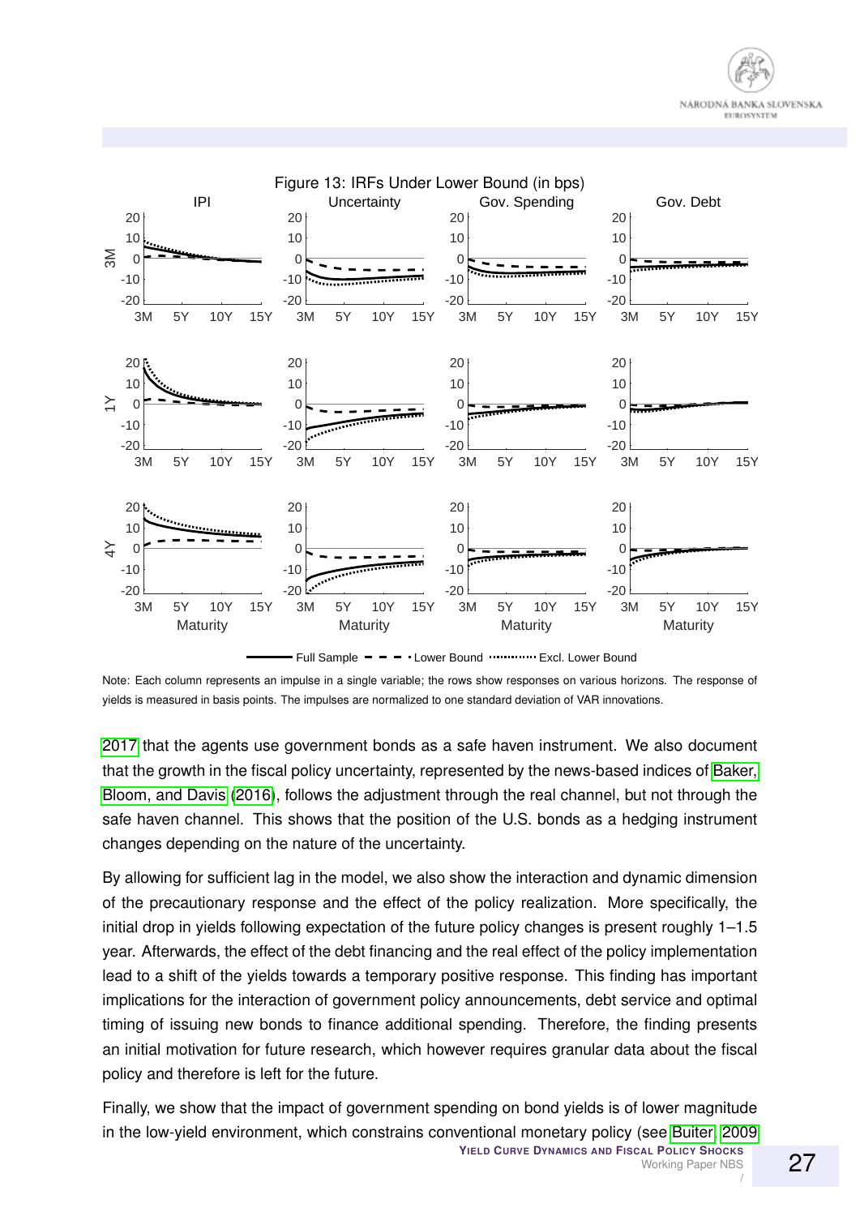Figure 13: IRFs Under Lower Bound (in bps)

IPI | Uncertainty | Gov. Spending | Gov. Debt

3M | 1Y | 4Y

20 10 0 -10 -20

3M 5Y 10Y 15Y

Maturity

Full Sample — Lower Bound — Excl. Lower Bound

Note: Each column represents an impulse in a single variable; the rows show responses on various horizons. The response of yields is measured in basis points. The impulses are normalized to one standard deviation of VAR innovations.

2017 that the agents use government bonds as a safe haven instrument. We also document that the growth in the fiscal policy uncertainty, represented by the news-based indices of Baker, Bloom, and Davis (2016), follows the adjustment through the real channel, but not through the safe haven channel. This shows that the position of the U.S. bonds as a hedging instrument changes depending on the nature of the uncertainty.

By allowing for sufficient lag in the model, we also show the interaction and dynamic dimension of the precautionary response and the effect of the policy realization. More specifically, the initial drop in yields following expectation of the future policy changes is present roughly 1–1.5 year. Afterwards, the effect of the debt financing and the real effect of the policy implementation lead to a shift of the yields towards a temporary positive response. This finding has important implications for the interaction of government policy announcements, debt service and optimal timing of issuing new bonds to finance additional spending. Therefore, the finding presents an initial motivation for future research, which however requires granular data about the fiscal policy and therefore is left for the future.

Finally, we show that the impact of government spending on bond yields is of lower magnitude in the low-yield environment, which constrains conventional monetary policy (see Buiter, 2009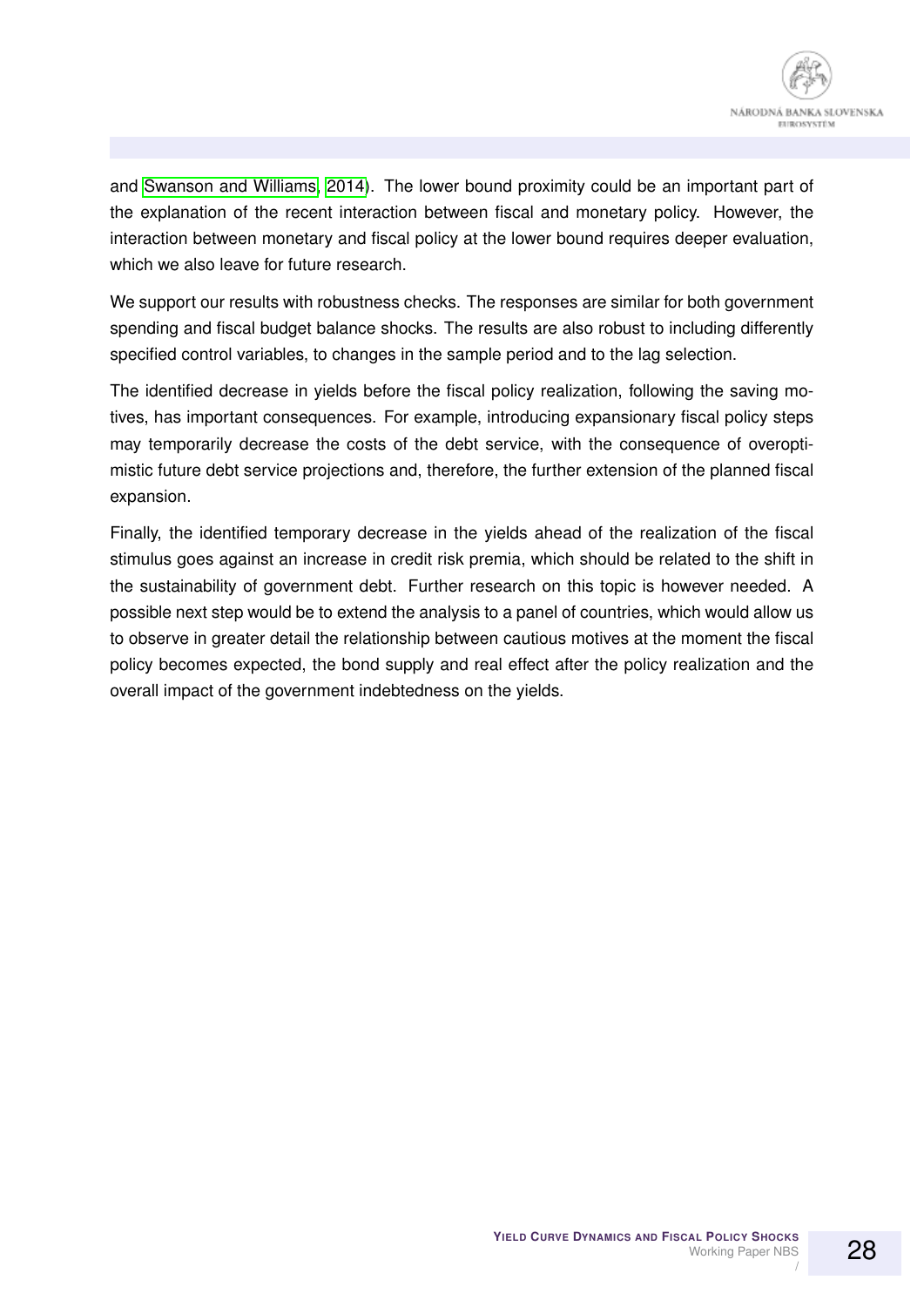and Swanson and Williams, 2014). The lower bound proximity could be an important part of the explanation of the recent interaction between fiscal and monetary policy. However, the interaction between monetary and fiscal policy at the lower bound requires deeper evaluation, which we also leave for future research.

We support our results with robustness checks. The responses are similar for both government spending and fiscal budget balance shocks. The results are also robust to including differently specified control variables, to changes in the sample period and to the lag selection.

The identified decrease in yields before the fiscal policy realization, following the saving motives, has important consequences. For example, introducing expansionary fiscal policy steps may temporarily decrease the costs of the debt service, with the consequence of overoptimistic future debt service projections and, therefore, the further extension of the planned fiscal expansion.

Finally, the identified temporary decrease in the yields ahead of the realization of the fiscal stimulus goes against an increase in credit risk premia, which should be related to the shift in the sustainability of government debt. Further research on this topic is however needed. A possible next step would be to extend the analysis to a panel of countries, which would allow us to observe in greater detail the relationship between cautious motives at the moment the fiscal policy becomes expected, the bond supply and real effect after the policy realization and the overall impact of the government indebtedness on the yields.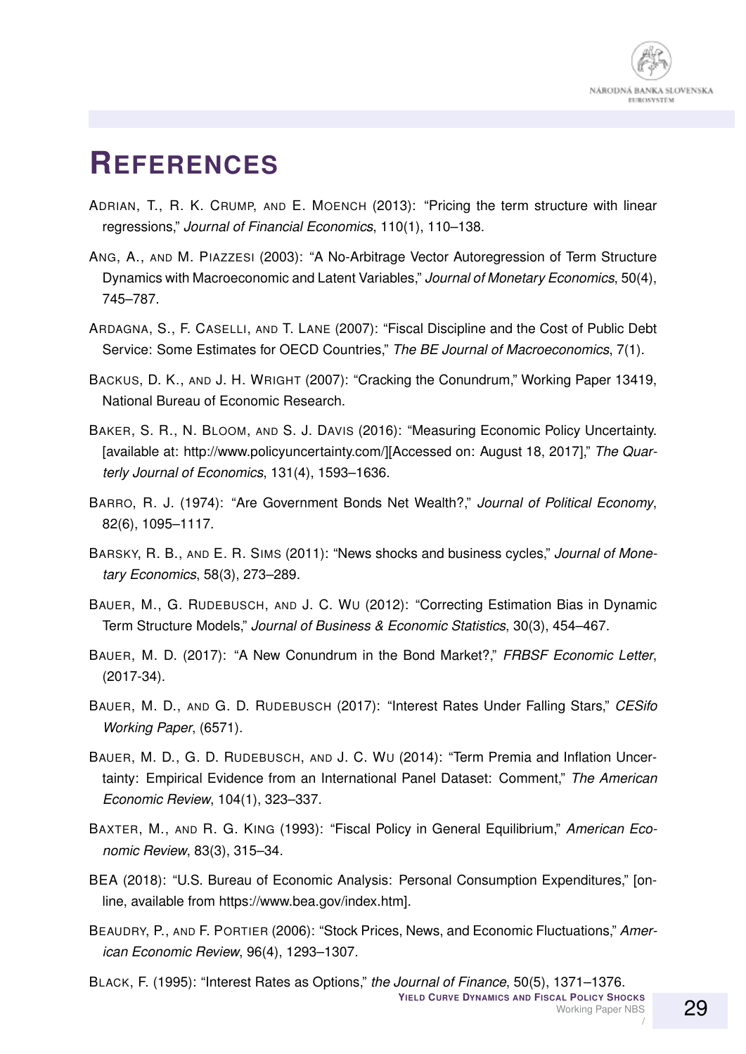# REFERENCES

ADRIAN, T., R. K. CRUMP, AND E. MOENCH (2013): "Pricing the term structure with linear regressions," *Journal of Financial Economics*, 110(1), 110–138.

ANG, A., AND M. PIAZZESI (2003): "A No-Arbitrage Vector Autoregression of Term Structure Dynamics with Macroeconomic and Latent Variables," *Journal of Monetary Economics*, 50(4), 745–787.

ARDAGNA, S., F. CASELLI, AND T. LANE (2007): "Fiscal Discipline and the Cost of Public Debt Service: Some Estimates for OECD Countries," *The BE Journal of Macroeconomics*, 7(1).

BACKUS, D. K., AND J. H. WRIGHT (2007): "Cracking the Conundrum," Working Paper 13419, National Bureau of Economic Research.

BAKER, S. R., N. BLOOM, AND S. J. DAVIS (2016): "Measuring Economic Policy Uncertainty. [available at: http://www.policyuncertainty.com/][Accessed on: August 18, 2017]," *The Quarterly Journal of Economics*, 131(4), 1593–1636.

BARRO, R. J. (1974): "Are Government Bonds Net Wealth?," *Journal of Political Economy*, 82(6), 1095–1117.

BARSKY, R. B., AND E. R. SIMS (2011): "News shocks and business cycles," *Journal of Monetary Economics*, 58(3), 273–289.

BAUER, M., G. RUDEBUSCH, AND J. C. WU (2012): "Correcting Estimation Bias in Dynamic Term Structure Models," *Journal of Business & Economic Statistics*, 30(3), 454–467.

BAUER, M. D. (2017): "A New Conundrum in the Bond Market?," *FRBSF Economic Letter*, (2017-34).

BAUER, M. D., AND G. D. RUDEBUSCH (2017): "Interest Rates Under Falling Stars," *CESifo Working Paper*, (6571).

BAUER, M. D., G. D. RUDEBUSCH, AND J. C. WU (2014): "Term Premia and Inflation Uncertainty: Empirical Evidence from an International Panel Dataset: Comment," *The American Economic Review*, 104(1), 323–337.

BAXTER, M., AND R. G. KING (1993): "Fiscal Policy in General Equilibrium," *American Economic Review*, 83(3), 315–34.

BEA (2018): "U.S. Bureau of Economic Analysis: Personal Consumption Expenditures," [online, available from https://www.bea.gov/index.htm].

BEAUDRY, P., AND F. PORTIER (2006): "Stock Prices, News, and Economic Fluctuations," *American Economic Review*, 96(4), 1293–1307.

BLACK, F. (1995): "Interest Rates as Options," *the Journal of Finance*, 50(5), 1371–1376.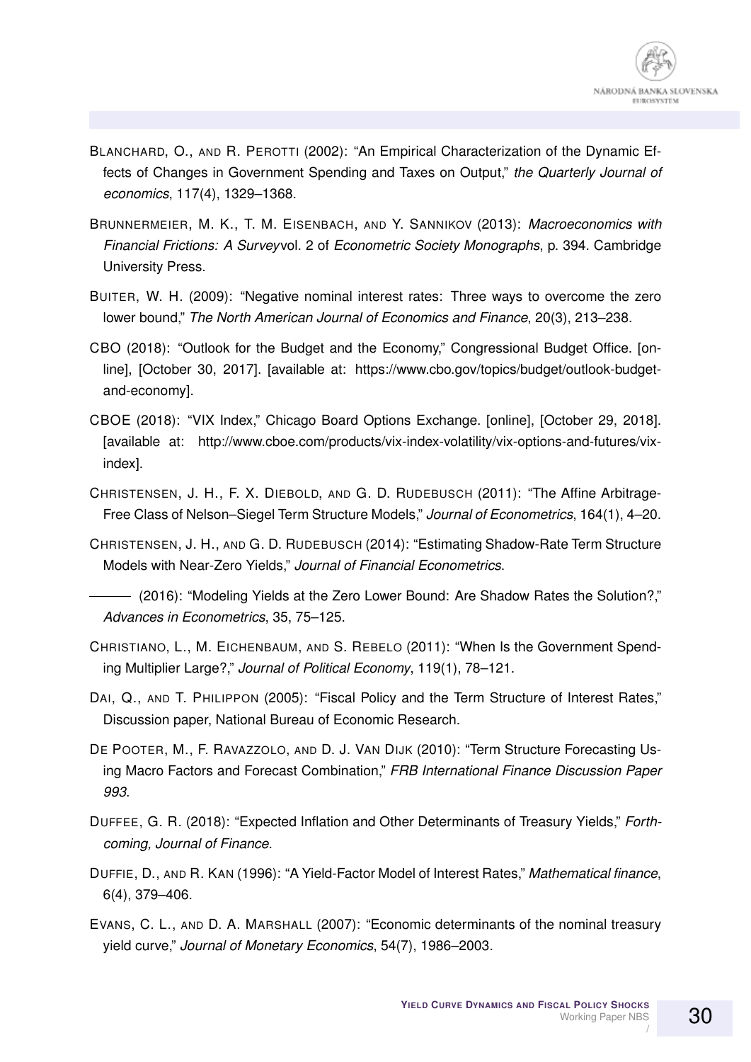BLANCHARD, O., AND R. PEROTTI (2002): "An Empirical Characterization of the Dynamic Effects of Changes in Government Spending and Taxes on Output," *the Quarterly Journal of economics*, 117(4), 1329–1368.

BRUNNERMEIER, M. K., T. M. EISENBACH, AND Y. SANNIKOV (2013): *Macroeconomics with Financial Frictions: A Survey*vol. 2 of *Econometric Society Monographs*, p. 394. Cambridge University Press.

BUITER, W. H. (2009): "Negative nominal interest rates: Three ways to overcome the zero lower bound," *The North American Journal of Economics and Finance*, 20(3), 213–238.

CBO (2018): "Outlook for the Budget and the Economy," Congressional Budget Office. [online], [October 30, 2017]. [available at: https://www.cbo.gov/topics/budget/outlook-budget-and-economy].

CBOE (2018): "VIX Index," Chicago Board Options Exchange. [online], [October 29, 2018]. [available at: http://www.cboe.com/products/vix-index-volatility/vix-options-and-futures/vix-index].

CHRISTENSEN, J. H., F. X. DIEBOLD, AND G. D. RUDEBUSCH (2011): "The Affine Arbitrage-Free Class of Nelson–Siegel Term Structure Models," *Journal of Econometrics*, 164(1), 4–20.

CHRISTENSEN, J. H., AND G. D. RUDEBUSCH (2014): "Estimating Shadow-Rate Term Structure Models with Near-Zero Yields," *Journal of Financial Econometrics*.

——— (2016): "Modeling Yields at the Zero Lower Bound: Are Shadow Rates the Solution?," *Advances in Econometrics*, 35, 75–125.

CHRISTIANO, L., M. EICHENBAUM, AND S. REBELO (2011): "When Is the Government Spending Multiplier Large?," *Journal of Political Economy*, 119(1), 78–121.

DAI, Q., AND T. PHILIPPON (2005): "Fiscal Policy and the Term Structure of Interest Rates," Discussion paper, National Bureau of Economic Research.

DE POOTER, M., F. RAVAZZOLO, AND D. J. VAN DIJK (2010): "Term Structure Forecasting Using Macro Factors and Forecast Combination," *FRB International Finance Discussion Paper 993*.

DUFFEE, G. R. (2018): "Expected Inflation and Other Determinants of Treasury Yields," *Forthcoming, Journal of Finance*.

DUFFIE, D., AND R. KAN (1996): "A Yield-Factor Model of Interest Rates," *Mathematical finance*, 6(4), 379–406.

EVANS, C. L., AND D. A. MARSHALL (2007): "Economic determinants of the nominal treasury yield curve," *Journal of Monetary Economics*, 54(7), 1986–2003.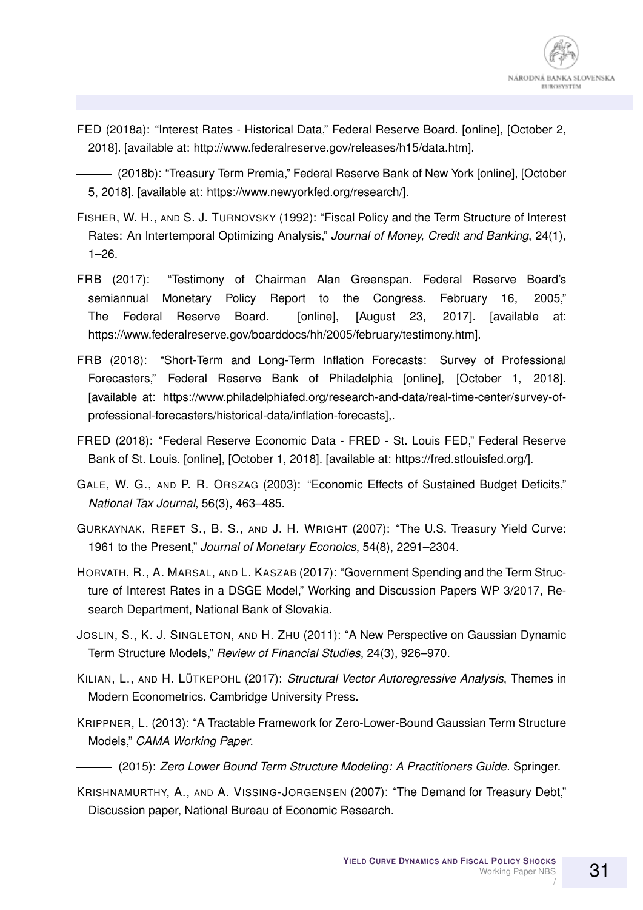FED (2018a): “Interest Rates - Historical Data,” Federal Reserve Board. [online], [October 2, 2018]. [available at: http://www.federalreserve.gov/releases/h15/data.htm].

——— (2018b): “Treasury Term Premia,” Federal Reserve Bank of New York [online], [October 5, 2018]. [available at: https://www.newyorkfed.org/research/].

FISHER, W. H., AND S. J. TURNOVSKY (1992): “Fiscal Policy and the Term Structure of Interest Rates: An Intertemporal Optimizing Analysis,” *Journal of Money, Credit and Banking*, 24(1), 1–26.

FRB (2017): “Testimony of Chairman Alan Greenspan. Federal Reserve Board’s semiannual Monetary Policy Report to the Congress. February 16, 2005,” The Federal Reserve Board. [online], [August 23, 2017]. [available at: https://www.federalreserve.gov/boarddocs/hh/2005/february/testimony.htm].

FRB (2018): “Short-Term and Long-Term Inflation Forecasts: Survey of Professional Forecasters,” Federal Reserve Bank of Philadelphia [online], [October 1, 2018]. [available at: https://www.philadelphiafed.org/research-and-data/real-time-center/survey-of-professional-forecasters/historical-data/inflation-forecasts],.

FRED (2018): “Federal Reserve Economic Data - FRED - St. Louis FED,” Federal Reserve Bank of St. Louis. [online], [October 1, 2018]. [available at: https://fred.stlouisfed.org/].

GALE, W. G., AND P. R. ORSZAG (2003): “Economic Effects of Sustained Budget Deficits,” *National Tax Journal*, 56(3), 463–485.

GURKAYNAK, REFET S., B. S., AND J. H. WRIGHT (2007): “The U.S. Treasury Yield Curve: 1961 to the Present,” *Journal of Monetary Econoics*, 54(8), 2291–2304.

HORVATH, R., A. MARSAL, AND L. KASZAB (2017): “Government Spending and the Term Structure of Interest Rates in a DSGE Model,” Working and Discussion Papers WP 3/2017, Research Department, National Bank of Slovakia.

JOSLIN, S., K. J. SINGLETON, AND H. ZHU (2011): “A New Perspective on Gaussian Dynamic Term Structure Models,” *Review of Financial Studies*, 24(3), 926–970.

KILIAN, L., AND H. LÜTKEPOHL (2017): *Structural Vector Autoregressive Analysis*, Themes in Modern Econometrics. Cambridge University Press.

KRIPPNER, L. (2013): “A Tractable Framework for Zero-Lower-Bound Gaussian Term Structure Models,” *CAMA Working Paper*.

——— (2015): *Zero Lower Bound Term Structure Modeling: A Practitioners Guide*. Springer.

KRISHNAMURTHY, A., AND A. VISSING-JORGENSEN (2007): “The Demand for Treasury Debt,” Discussion paper, National Bureau of Economic Research.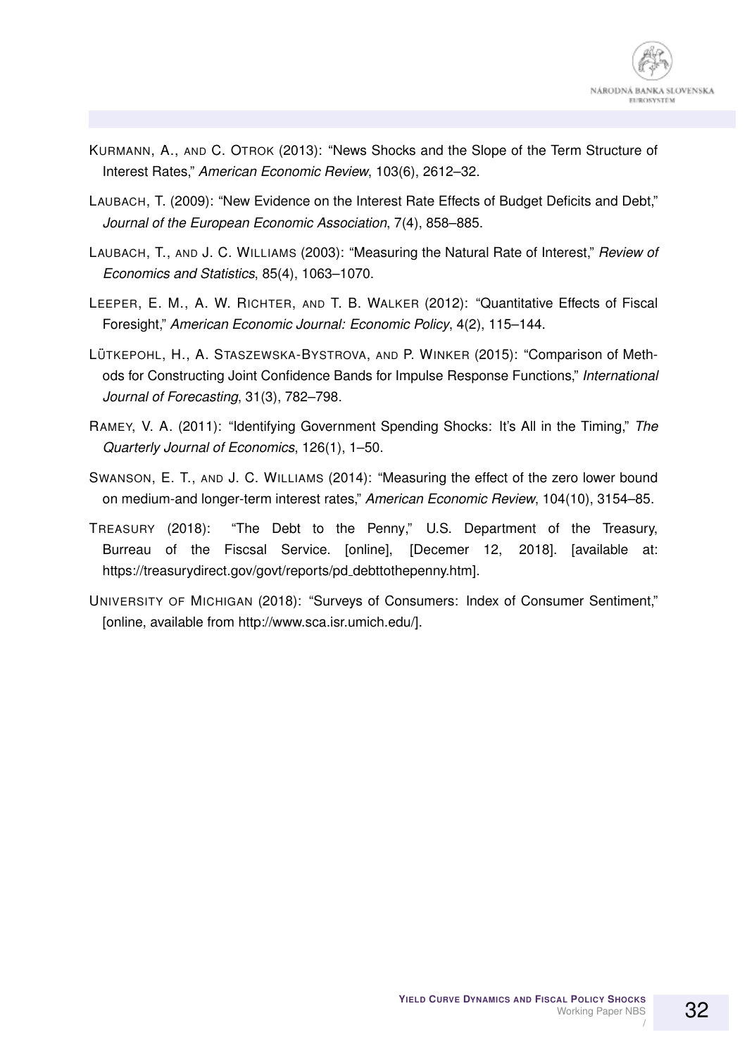KURMANN, A., AND C. OTROK (2013): "News Shocks and the Slope of the Term Structure of Interest Rates," *American Economic Review*, 103(6), 2612–32.

LAUBACH, T. (2009): "New Evidence on the Interest Rate Effects of Budget Deficits and Debt," *Journal of the European Economic Association*, 7(4), 858–885.

LAUBACH, T., AND J. C. WILLIAMS (2003): "Measuring the Natural Rate of Interest," *Review of Economics and Statistics*, 85(4), 1063–1070.

LEEPER, E. M., A. W. RICHTER, AND T. B. WALKER (2012): "Quantitative Effects of Fiscal Foresight," *American Economic Journal: Economic Policy*, 4(2), 115–144.

LÜTKEPOHL, H., A. STASZEWSKA-BYSTROVA, AND P. WINKER (2015): "Comparison of Methods for Constructing Joint Confidence Bands for Impulse Response Functions," *International Journal of Forecasting*, 31(3), 782–798.

RAMEY, V. A. (2011): "Identifying Government Spending Shocks: It's All in the Timing," *The Quarterly Journal of Economics*, 126(1), 1–50.

SWANSON, E. T., AND J. C. WILLIAMS (2014): "Measuring the effect of the zero lower bound on medium-and longer-term interest rates," *American Economic Review*, 104(10), 3154–85.

TREASURY (2018): "The Debt to the Penny," U.S. Department of the Treasury, Burreau of the Fiscsal Service. [online], [Decemer 12, 2018]. [available at: https://treasurydirect.gov/govt/reports/pd_debttothepenny.htm].

UNIVERSITY OF MICHIGAN (2018): "Surveys of Consumers: Index of Consumer Sentiment," [online, available from http://www.sca.isr.umich.edu/].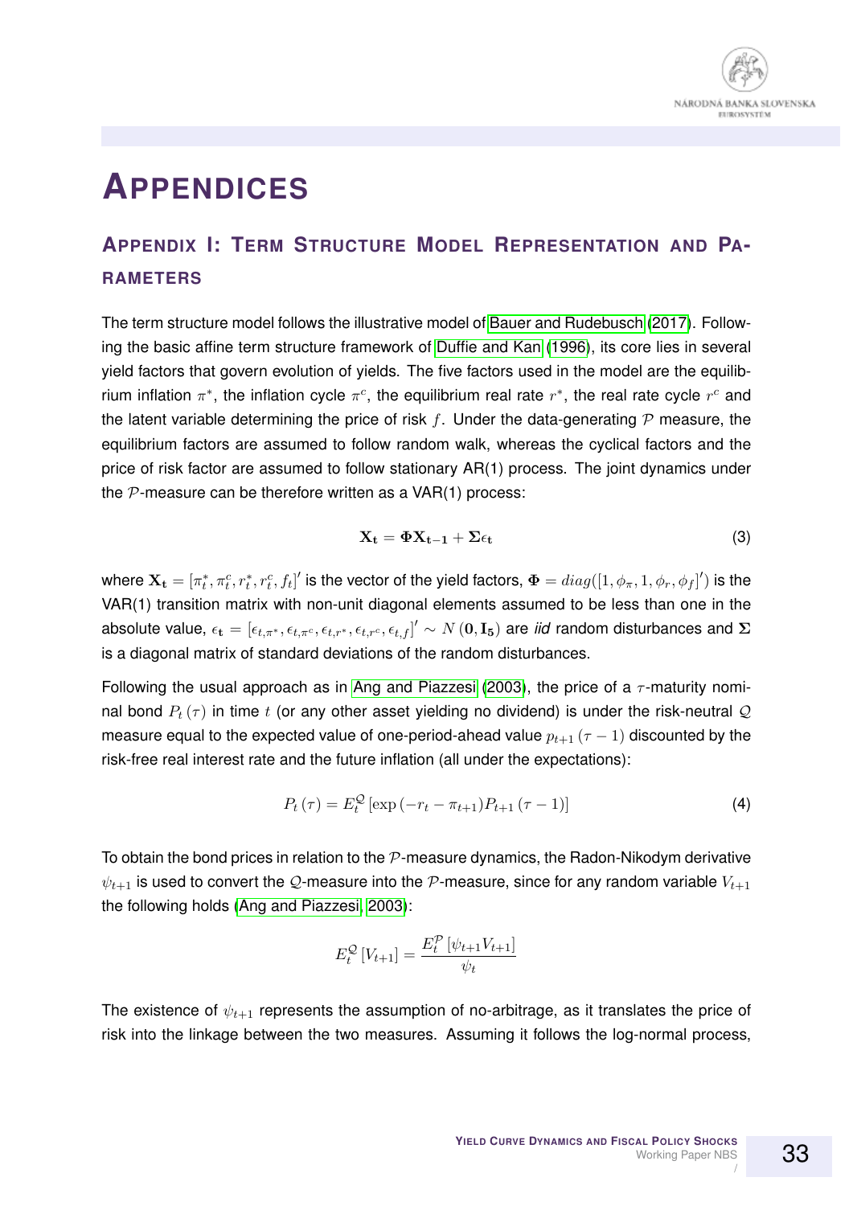# APPENDICES

## APPENDIX I: TERM STRUCTURE MODEL REPRESENTATION AND PARAMETERS

The term structure model follows the illustrative model of Bauer and Rudebusch (2017). Following the basic affine term structure framework of Duffie and Kan (1996), its core lies in several yield factors that govern evolution of yields. The five factors used in the model are the equilibrium inflation $\pi^*$, the inflation cycle $\pi^c$, the equilibrium real rate $r^*$, the real rate cycle $r^c$ and the latent variable determining the price of risk $f$. Under the data-generating $\mathcal{P}$ measure, the equilibrium factors are assumed to follow random walk, whereas the cyclical factors and the price of risk factor are assumed to follow stationary AR(1) process. The joint dynamics under the $\mathcal{P}$-measure can be therefore written as a VAR(1) process:

$$\mathbf{X_t} = \mathbf{\Phi X_{t-1}} + \mathbf{\Sigma \epsilon_t} \tag{3}$$

where $\mathbf{X_t} = [\pi^*_t, \pi^c_t, r^*_t, r^c_t, f_t]'$ is the vector of the yield factors, $\mathbf{\Phi} = diag([1, \phi_\pi, 1, \phi_r, \phi_f]')$ is the VAR(1) transition matrix with non-unit diagonal elements assumed to be less than one in the absolute value, $\epsilon_\mathbf{t} = [\epsilon_{t,\pi^*}, \epsilon_{t,\pi^c}, \epsilon_{t,r^*}, \epsilon_{t,r^c}, \epsilon_{t,f}]' \sim N(\mathbf{0}, \mathbf{I_5})$ are *iid* random disturbances and $\mathbf{\Sigma}$ is a diagonal matrix of standard deviations of the random disturbances.

Following the usual approach as in Ang and Piazzesi (2003), the price of a $\tau$-maturity nominal bond $P_t(\tau)$ in time $t$ (or any other asset yielding no dividend) is under the risk-neutral $\mathcal{Q}$ measure equal to the expected value of one-period-ahead value $p_{t+1}(\tau-1)$ discounted by the risk-free real interest rate and the future inflation (all under the expectations):

$$P_t(\tau) = E^{\mathcal{Q}}_t\left[\exp\left(-r_t - \pi_{t+1}\right) P_{t+1}(\tau-1)\right] \tag{4}$$

To obtain the bond prices in relation to the $\mathcal{P}$-measure dynamics, the Radon-Nikodym derivative $\psi_{t+1}$ is used to convert the $\mathcal{Q}$-measure into the $\mathcal{P}$-measure, since for any random variable $V_{t+1}$ the following holds (Ang and Piazzesi, 2003):

$$E^{\mathcal{Q}}_t\left[V_{t+1}\right] = \frac{E^{\mathcal{P}}_t\left[\psi_{t+1} V_{t+1}\right]}{\psi_t}$$

The existence of $\psi_{t+1}$ represents the assumption of no-arbitrage, as it translates the price of risk into the linkage between the two measures. Assuming it follows the log-normal process,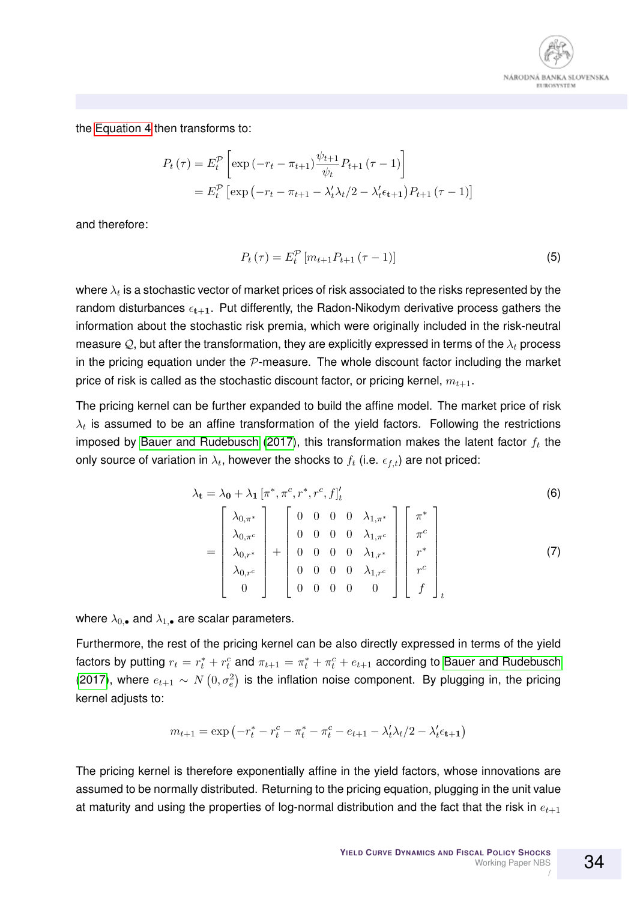the Equation 4 then transforms to:

$$
\begin{aligned}
P_t(\tau) &= E_t^{\mathcal{P}}\left[\exp\left(-r_t - \pi_{t+1}\right)\frac{\psi_{t+1}}{\psi_t}P_{t+1}(\tau-1)\right] \\
&= E_t^{\mathcal{P}}\left[\exp\left(-r_t - \pi_{t+1} - \lambda_t'\lambda_t/2 - \lambda_t'\epsilon_{\mathbf{t+1}}\right)P_{t+1}(\tau-1)\right]
\end{aligned}
$$

and therefore:

$$
P_t(\tau) = E_t^{\mathcal{P}}\left[m_{t+1}P_{t+1}(\tau-1)\right] \tag{5}
$$

where $\lambda_t$ is a stochastic vector of market prices of risk associated to the risks represented by the random disturbances $\epsilon_{\mathbf{t+1}}$. Put differently, the Radon-Nikodym derivative process gathers the information about the stochastic risk premia, which were originally included in the risk-neutral measure $\mathcal{Q}$, but after the transformation, they are explicitly expressed in terms of the $\lambda_t$ process in the pricing equation under the $\mathcal{P}$-measure. The whole discount factor including the market price of risk is called as the stochastic discount factor, or pricing kernel, $m_{t+1}$.

The pricing kernel can be further expanded to build the affine model. The market price of risk $\lambda_t$ is assumed to be an affine transformation of the yield factors. Following the restrictions imposed by Bauer and Rudebusch (2017), this transformation makes the latent factor $f_t$ the only source of variation in $\lambda_t$, however the shocks to $f_t$ (i.e. $\epsilon_{f,t}$) are not priced:

$$
\lambda_{\mathbf{t}} = \lambda_{\mathbf{0}} + \lambda_{\mathbf{1}}\left[\pi^*, \pi^c, r^*, r^c, f\right]_t' \tag{6}
$$

$$
= \begin{bmatrix} \lambda_{0,\pi^*} \\ \lambda_{0,\pi^c} \\ \lambda_{0,r^*} \\ \lambda_{0,r^c} \\ 0 \end{bmatrix} + \begin{bmatrix} 0 & 0 & 0 & 0 & \lambda_{1,\pi^*} \\ 0 & 0 & 0 & 0 & \lambda_{1,\pi^c} \\ 0 & 0 & 0 & 0 & \lambda_{1,r^*} \\ 0 & 0 & 0 & 0 & \lambda_{1,r^c} \\ 0 & 0 & 0 & 0 & 0 \end{bmatrix} \begin{bmatrix} \pi^* \\ \pi^c \\ r^* \\ r^c \\ f \end{bmatrix}_t \tag{7}
$$

where $\lambda_{0,\bullet}$ and $\lambda_{1,\bullet}$ are scalar parameters.

Furthermore, the rest of the pricing kernel can be also directly expressed in terms of the yield factors by putting $r_t = r_t^* + r_t^c$ and $\pi_{t+1} = \pi_t^* + \pi_t^c + e_{t+1}$ according to Bauer and Rudebusch (2017), where $e_{t+1} \sim N\left(0, \sigma_e^2\right)$ is the inflation noise component. By plugging in, the pricing kernel adjusts to:

$$
m_{t+1} = \exp\left(-r_t^* - r_t^c - \pi_t^* - \pi_t^c - e_{t+1} - \lambda_t'\lambda_t/2 - \lambda_t'\epsilon_{\mathbf{t+1}}\right)
$$

The pricing kernel is therefore exponentially affine in the yield factors, whose innovations are assumed to be normally distributed. Returning to the pricing equation, plugging in the unit value at maturity and using the properties of log-normal distribution and the fact that the risk in $e_{t+1}$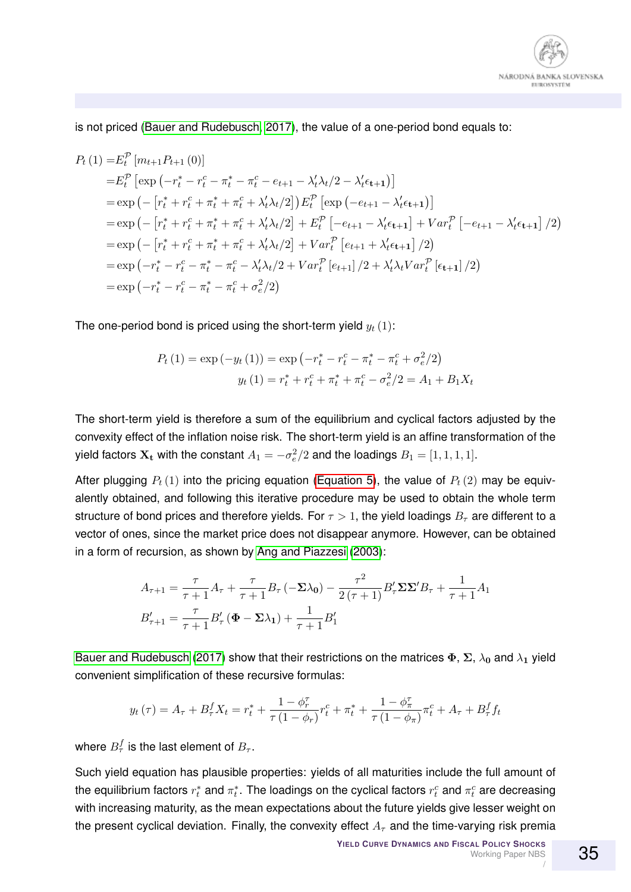is not priced (Bauer and Rudebusch, 2017), the value of a one-period bond equals to:

$$
\begin{aligned}
P_t(1) =& E_t^{\mathcal{P}}\left[m_{t+1}P_{t+1}(0)\right] \\
=& E_t^{\mathcal{P}}\left[\exp\left(-r_t^* - r_t^c - \pi_t^* - \pi_t^c - e_{t+1} - \lambda_t'\lambda_t/2 - \lambda_t'\epsilon_{\mathbf{t+1}}\right)\right] \\
=& \exp\left(-\left[r_t^* + r_t^c + \pi_t^* + \pi_t^c + \lambda_t'\lambda_t/2\right]\right) E_t^{\mathcal{P}}\left[\exp\left(-e_{t+1} - \lambda_t'\epsilon_{\mathbf{t+1}}\right)\right] \\
=& \exp\left(-\left[r_t^* + r_t^c + \pi_t^* + \pi_t^c + \lambda_t'\lambda_t/2\right] + E_t^{\mathcal{P}}\left[-e_{t+1} - \lambda_t'\epsilon_{\mathbf{t+1}}\right] + Var_t^{\mathcal{P}}\left[-e_{t+1} - \lambda_t'\epsilon_{\mathbf{t+1}}\right]/2\right) \\
=& \exp\left(-\left[r_t^* + r_t^c + \pi_t^* + \pi_t^c + \lambda_t'\lambda_t/2\right] + Var_t^{\mathcal{P}}\left[e_{t+1} + \lambda_t'\epsilon_{\mathbf{t+1}}\right]/2\right) \\
=& \exp\left(-r_t^* - r_t^c - \pi_t^* - \pi_t^c - \lambda_t'\lambda_t/2 + Var_t^{\mathcal{P}}\left[e_{t+1}\right]/2 + \lambda_t'\lambda_t Var_t^{\mathcal{P}}\left[\epsilon_{\mathbf{t+1}}\right]/2\right) \\
=& \exp\left(-r_t^* - r_t^c - \pi_t^* - \pi_t^c + \sigma_e^2/2\right)
\end{aligned}
$$

The one-period bond is priced using the short-term yield $y_t(1)$:

$$
\begin{aligned}
P_t(1) = \exp\left(-y_t(1)\right) = \exp\left(-r_t^* - r_t^c - \pi_t^* - \pi_t^c + \sigma_e^2/2\right) \\
y_t(1) = r_t^* + r_t^c + \pi_t^* + \pi_t^c - \sigma_e^2/2 = A_1 + B_1 X_t
\end{aligned}
$$

The short-term yield is therefore a sum of the equilibrium and cyclical factors adjusted by the convexity effect of the inflation noise risk. The short-term yield is an affine transformation of the yield factors $\mathbf{X_t}$ with the constant $A_1 = -\sigma_e^2/2$ and the loadings $B_1 = [1, 1, 1, 1]$.

After plugging $P_t(1)$ into the pricing equation (Equation 5), the value of $P_t(2)$ may be equivalently obtained, and following this iterative procedure may be used to obtain the whole term structure of bond prices and therefore yields. For $\tau > 1$, the yield loadings $B_\tau$ are different to a vector of ones, since the market price does not disappear anymore. However, can be obtained in a form of recursion, as shown by Ang and Piazzesi (2003):

$$
\begin{aligned}
A_{\tau+1} &= \frac{\tau}{\tau+1}A_\tau + \frac{\tau}{\tau+1}B_\tau\left(-\mathbf{\Sigma}\lambda_\mathbf{0}\right) - \frac{\tau^2}{2(\tau+1)}B_\tau'\mathbf{\Sigma}\mathbf{\Sigma}'B_\tau + \frac{1}{\tau+1}A_1 \\
B_{\tau+1}' &= \frac{\tau}{\tau+1}B_\tau'\left(\mathbf{\Phi} - \mathbf{\Sigma}\lambda_\mathbf{1}\right) + \frac{1}{\tau+1}B_1'
\end{aligned}
$$

Bauer and Rudebusch (2017) show that their restrictions on the matrices $\mathbf{\Phi}$, $\mathbf{\Sigma}$, $\lambda_\mathbf{0}$ and $\lambda_\mathbf{1}$ yield convenient simplification of these recursive formulas:

$$
y_t(\tau) = A_\tau + B_\tau^f X_t = r_t^* + \frac{1-\phi_r^\tau}{\tau(1-\phi_r)}r_t^c + \pi_t^* + \frac{1-\phi_\pi^\tau}{\tau(1-\phi_\pi)}\pi_t^c + A_\tau + B_\tau^f f_t
$$

where $B_\tau^f$ is the last element of $B_\tau$.

Such yield equation has plausible properties: yields of all maturities include the full amount of the equilibrium factors $r_t^*$ and $\pi_t^*$. The loadings on the cyclical factors $r_t^c$ and $\pi_t^c$ are decreasing with increasing maturity, as the mean expectations about the future yields give lesser weight on the present cyclical deviation. Finally, the convexity effect $A_\tau$ and the time-varying risk premia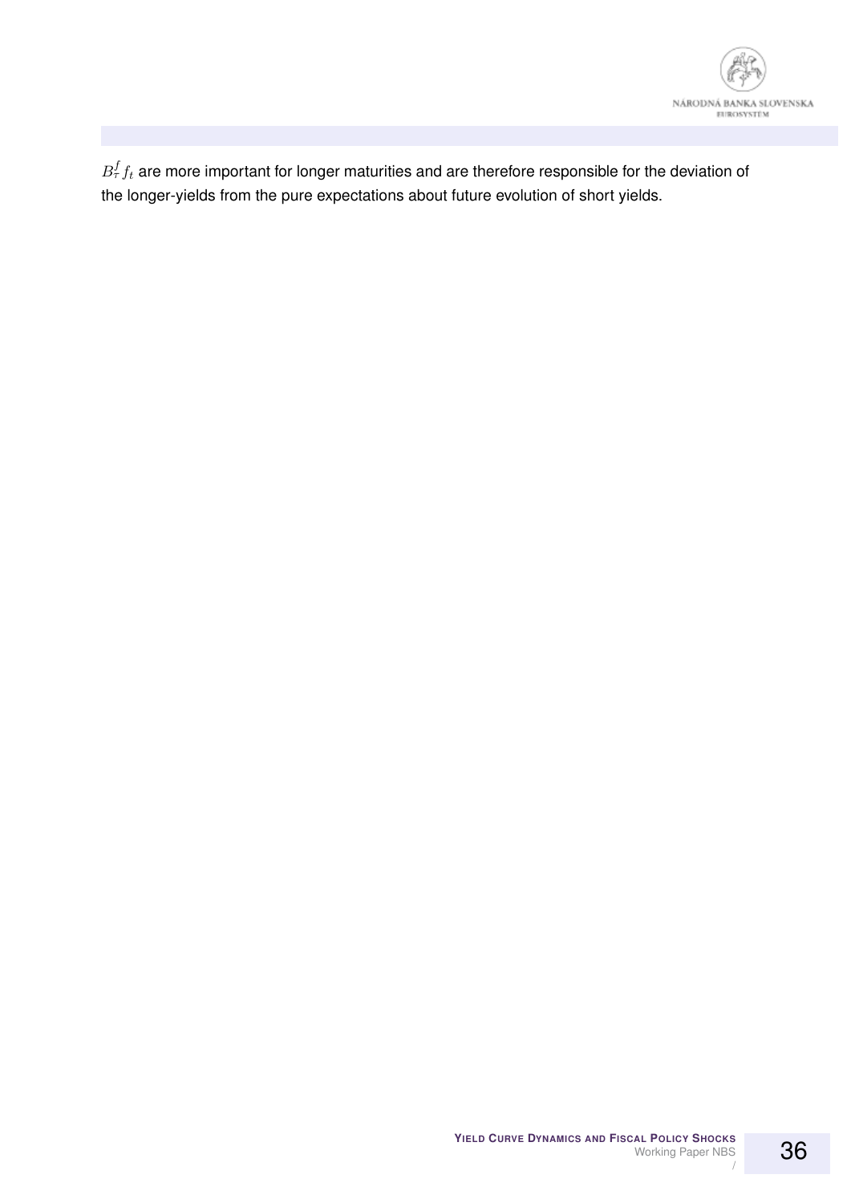$B^f_\tau f_t$ are more important for longer maturities and are therefore responsible for the deviation of the longer-yields from the pure expectations about future evolution of short yields.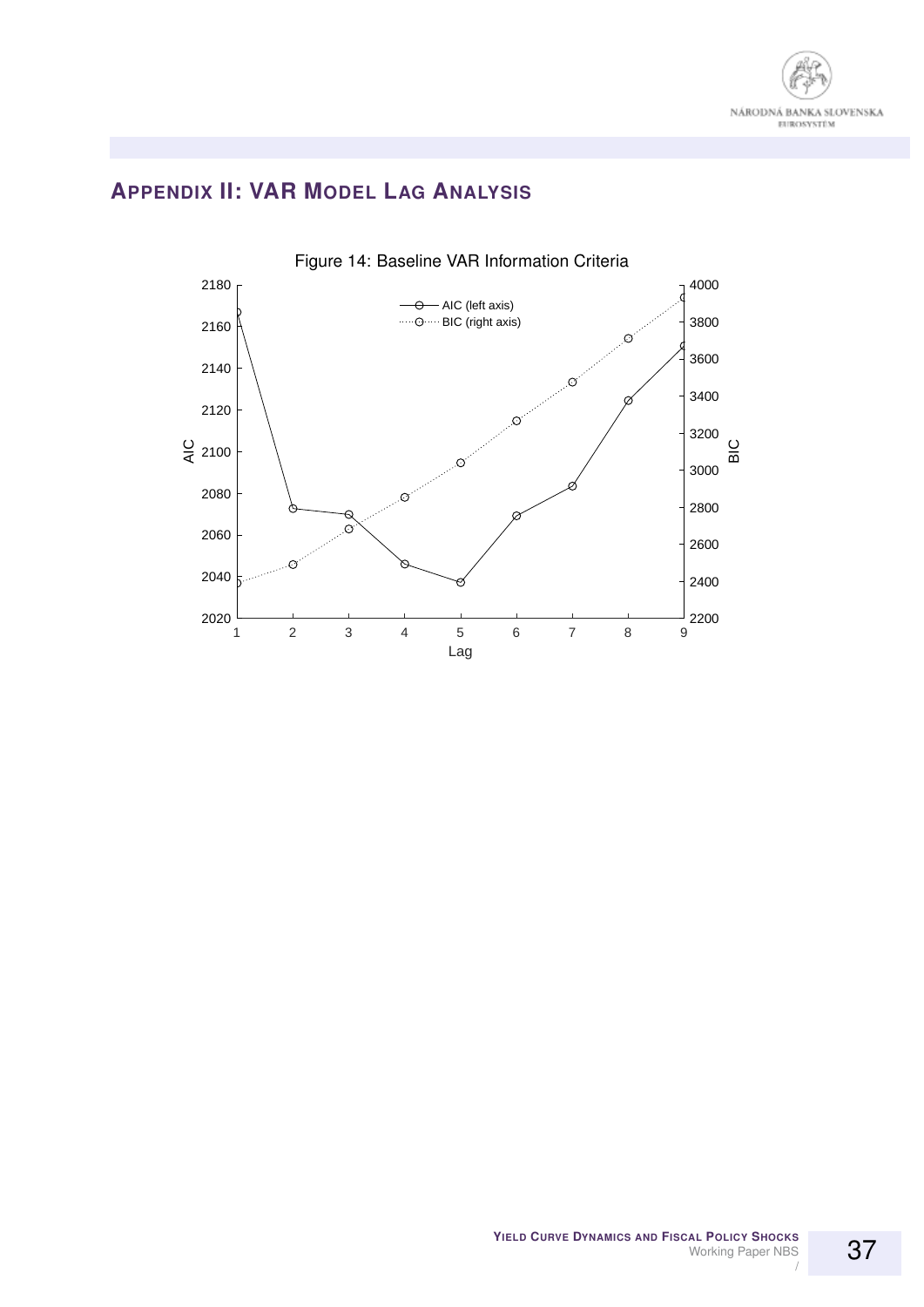# APPENDIX II: VAR MODEL LAG ANALYSIS

Figure 14: Baseline VAR Information Criteria

AIC (left axis)
BIC (right axis)

AIC
2180
2160
2140
2120
2100
2080
2060
2040
2020

BIC
4000
3800
3600
3400
3200
3000
2800
2600
2400
2200

Lag
1 2 3 4 5 6 7 8 9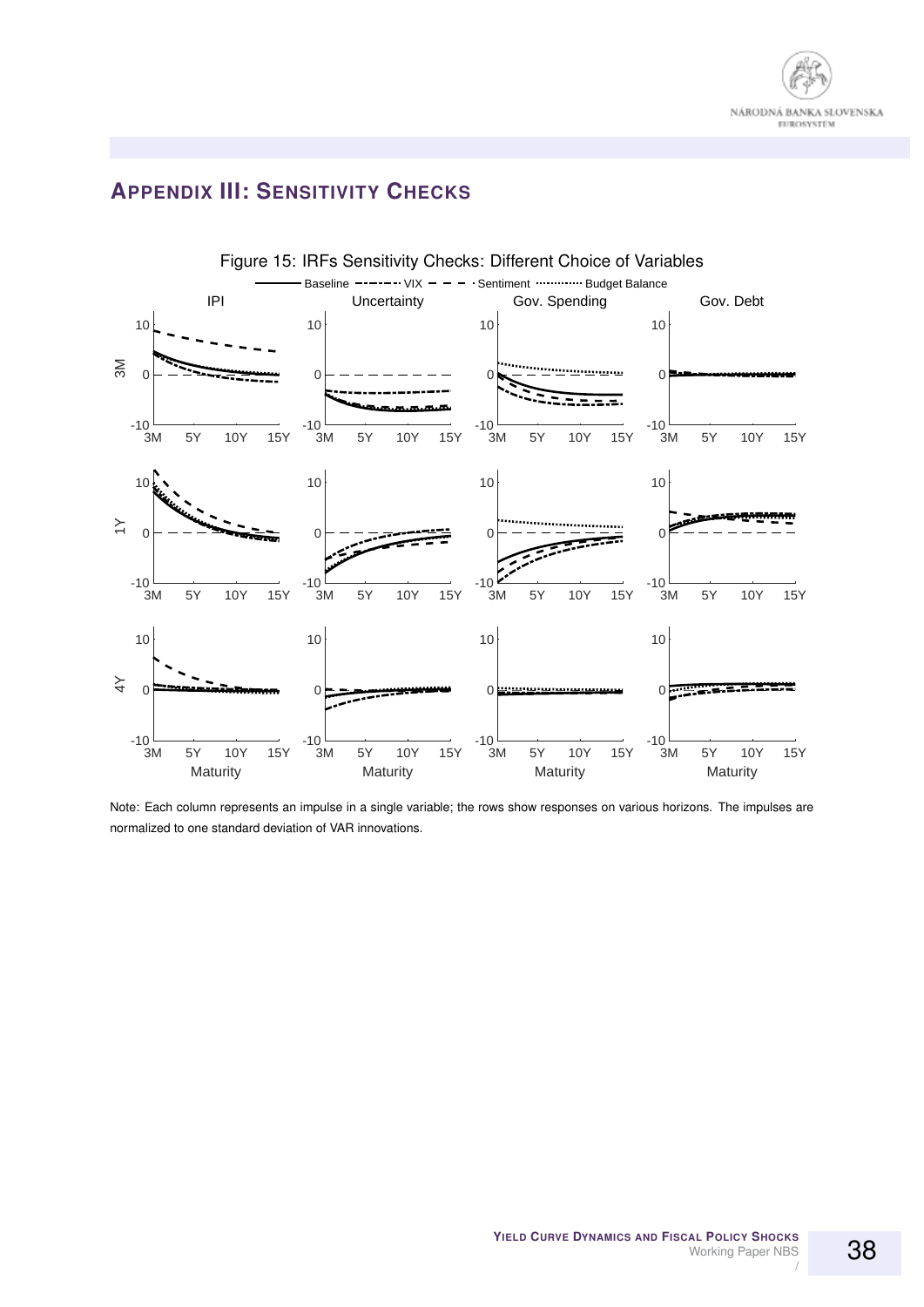## APPENDIX III: SENSITIVITY CHECKS

Figure 15: IRFs Sensitivity Checks: Different Choice of Variables

Baseline, VIX, Sentiment, Budget Balance

IPI, Uncertainty, Gov. Spending, Gov. Debt

3M, 1Y, 4Y

10, 0, -10

3M 5Y 10Y 15Y

Maturity

Note: Each column represents an impulse in a single variable; the rows show responses on various horizons. The impulses are normalized to one standard deviation of VAR innovations.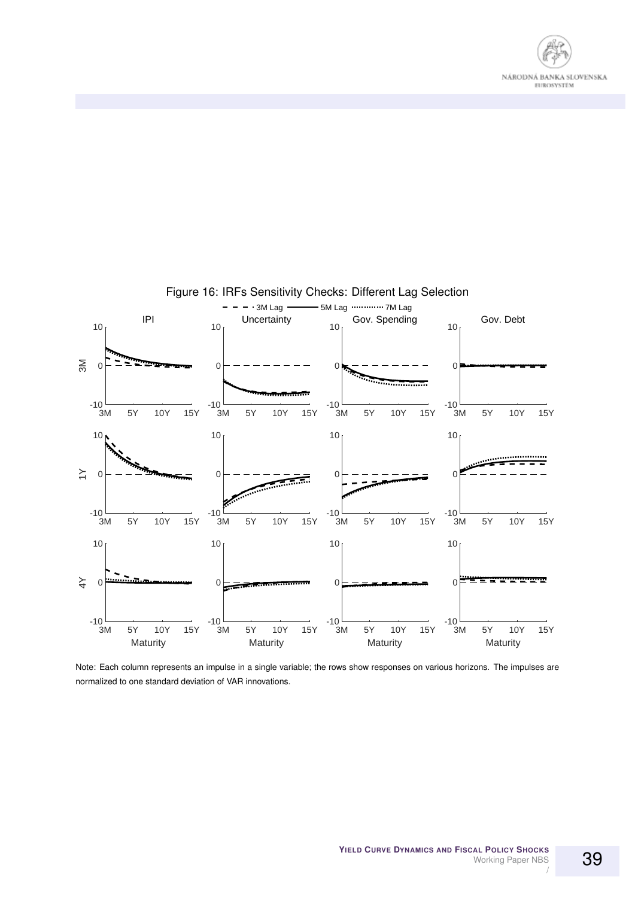Figure 16: IRFs Sensitivity Checks: Different Lag Selection

Note: Each column represents an impulse in a single variable; the rows show responses on various horizons. The impulses are normalized to one standard deviation of VAR innovations.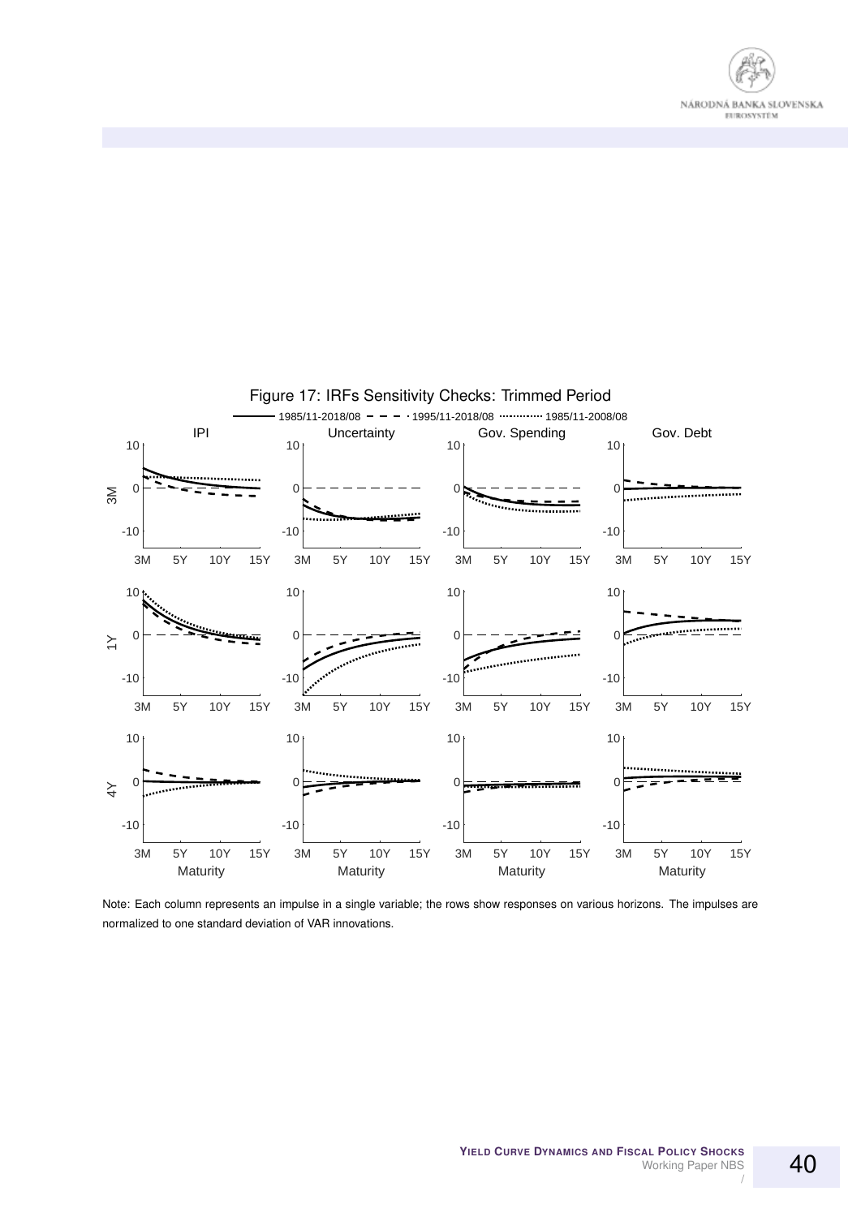Figure 17: IRFs Sensitivity Checks: Trimmed Period

1985/11-2018/08 — 1995/11-2018/08 — 1985/11-2008/08

IPI

Uncertainty

Gov. Spending

Gov. Debt

3M

1Y

4Y

10

0

-10

3M 5Y 10Y 15Y

Maturity

Note: Each column represents an impulse in a single variable; the rows show responses on various horizons. The impulses are normalized to one standard deviation of VAR innovations.